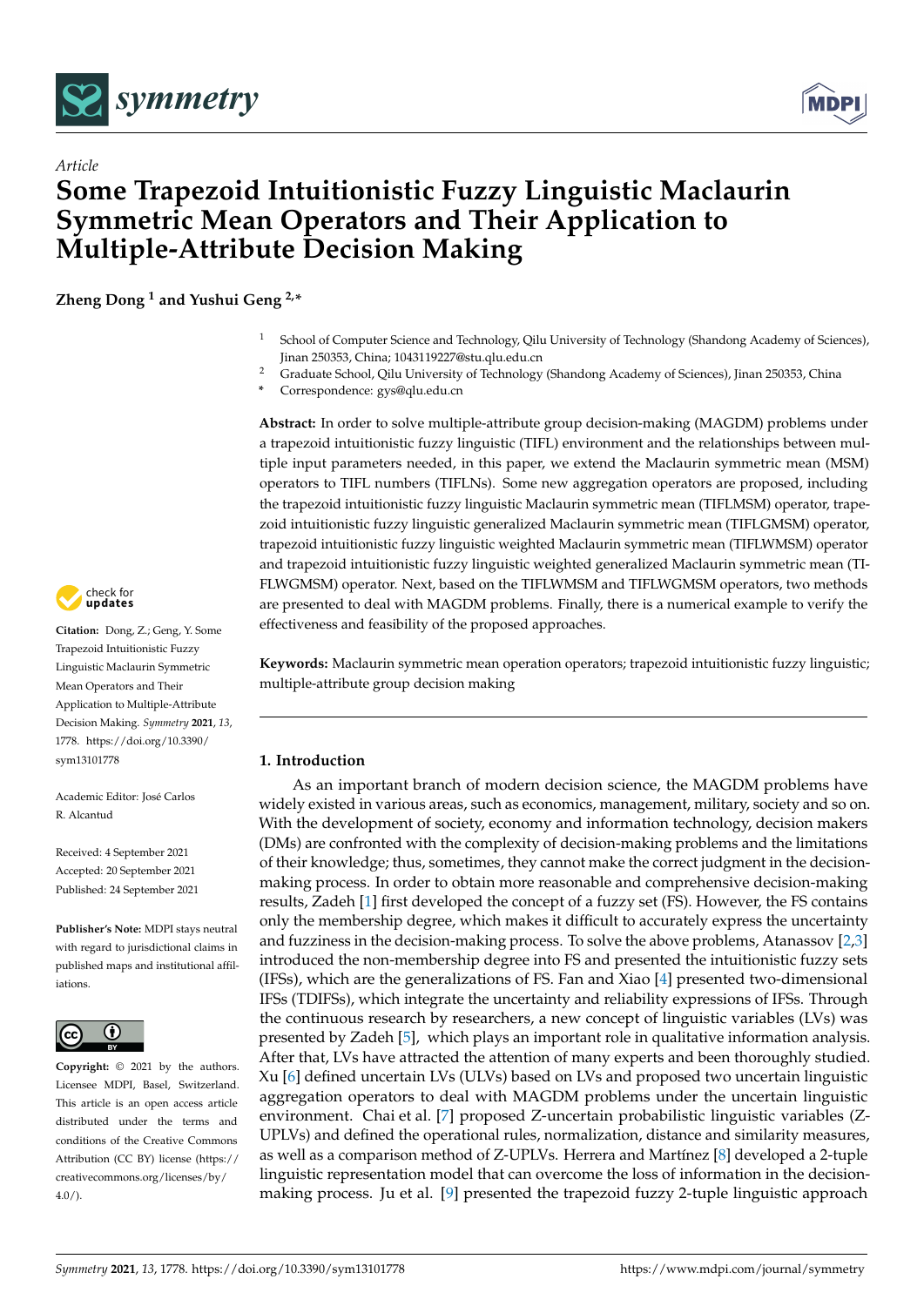*Article*

# Some Trapezoid Intuitionistic Fuzzy Linguistic Maclaurin Symmetric Mean Operators and Their Application to Multiple-Attribute Decision Making

**Zheng Dong [1] and Yushui Geng [2,*]**

[1] School of Computer Science and Technology, Qilu University of Technology (Shandong Academy of Sciences), Jinan 250353, China; 1043119227@stu.qlu.edu.cn

[2] Graduate School, Qilu University of Technology (Shandong Academy of Sciences), Jinan 250353, China

[*] Correspondence: gys@qlu.edu.cn

**Abstract:** In order to solve multiple-attribute group decision-making (MAGDM) problems under a trapezoid intuitionistic fuzzy linguistic (TIFL) environment and the relationships between multiple input parameters needed, in this paper, we extend the Maclaurin symmetric mean (MSM) operators to TIFL numbers (TIFLNs). Some new aggregation operators are proposed, including the trapezoid intuitionistic fuzzy linguistic Maclaurin symmetric mean (TIFLMSM) operator, trapezoid intuitionistic fuzzy linguistic generalized Maclaurin symmetric mean (TIFLGMSM) operator, trapezoid intuitionistic fuzzy linguistic weighted Maclaurin symmetric mean (TIFLWMSM) operator and trapezoid intuitionistic fuzzy linguistic weighted generalized Maclaurin symmetric mean (TIFLWGMSM) operator. Next, based on the TIFLWMSM and TIFLWGMSM operators, two methods are presented to deal with MAGDM problems. Finally, there is a numerical example to verify the effectiveness and feasibility of the proposed approaches.

**Keywords:** Maclaurin symmetric mean operation operators; trapezoid intuitionistic fuzzy linguistic; multiple-attribute group decision making

**Citation:** Dong, Z.; Geng, Y. Some Trapezoid Intuitionistic Fuzzy Linguistic Maclaurin Symmetric Mean Operators and Their Application to Multiple-Attribute Decision Making. *Symmetry* **2021**, *13*, 1778. https://doi.org/10.3390/sym13101778

Academic Editor: José Carlos R. Alcantud

Received: 4 September 2021
Accepted: 20 September 2021
Published: 24 September 2021

**Publisher's Note:** MDPI stays neutral with regard to jurisdictional claims in published maps and institutional affiliations.

**Copyright:** © 2021 by the authors. Licensee MDPI, Basel, Switzerland. This article is an open access article distributed under the terms and conditions of the Creative Commons Attribution (CC BY) license (https://creativecommons.org/licenses/by/4.0/).

## 1. Introduction

As an important branch of modern decision science, the MAGDM problems have widely existed in various areas, such as economics, management, military, society and so on. With the development of society, economy and information technology, decision makers (DMs) are confronted with the complexity of decision-making problems and the limitations of their knowledge; thus, sometimes, they cannot make the correct judgment in the decision-making process. In order to obtain more reasonable and comprehensive decision-making results, Zadeh [1] first developed the concept of a fuzzy set (FS). However, the FS contains only the membership degree, which makes it difficult to accurately express the uncertainty and fuzziness in the decision-making process. To solve the above problems, Atanassov [2,3] introduced the non-membership degree into FS and presented the intuitionistic fuzzy sets (IFSs), which are the generalizations of FS. Fan and Xiao [4] presented two-dimensional IFSs (TDIFSs), which integrate the uncertainty and reliability expressions of IFSs. Through the continuous research by researchers, a new concept of linguistic variables (LVs) was presented by Zadeh [5], which plays an important role in qualitative information analysis. After that, LVs have attracted the attention of many experts and been thoroughly studied. Xu [6] defined uncertain LVs (ULVs) based on LVs and proposed two uncertain linguistic aggregation operators to deal with MAGDM problems under the uncertain linguistic environment. Chai et al. [7] proposed Z-uncertain probabilistic linguistic variables (Z-UPLVs) and defined the operational rules, normalization, distance and similarity measures, as well as a comparison method of Z-UPLVs. Herrera and Martínez [8] developed a 2-tuple linguistic representation model that can overcome the loss of information in the decision-making process. Ju et al. [9] presented the trapezoid fuzzy 2-tuple linguistic approach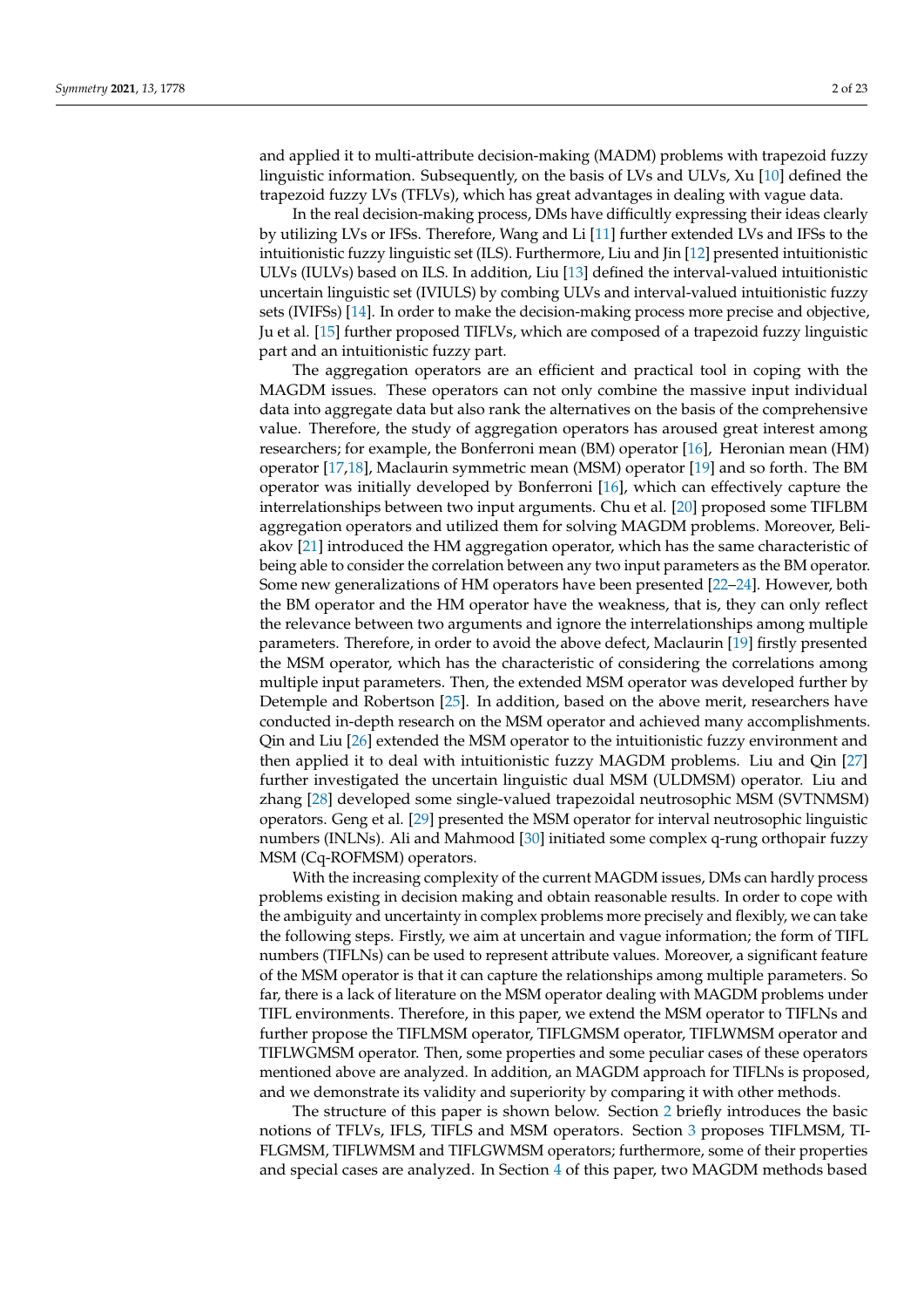and applied it to multi-attribute decision-making (MADM) problems with trapezoid fuzzy linguistic information. Subsequently, on the basis of LVs and ULVs, Xu [10] defined the trapezoid fuzzy LVs (TFLVs), which has great advantages in dealing with vague data.

In the real decision-making process, DMs have difficultly expressing their ideas clearly by utilizing LVs or IFSs. Therefore, Wang and Li [11] further extended LVs and IFSs to the intuitionistic fuzzy linguistic set (ILS). Furthermore, Liu and Jin [12] presented intuitionistic ULVs (IULVs) based on ILS. In addition, Liu [13] defined the interval-valued intuitionistic uncertain linguistic set (IVIULS) by combing ULVs and interval-valued intuitionistic fuzzy sets (IVIFSs) [14]. In order to make the decision-making process more precise and objective, Ju et al. [15] further proposed TIFLVs, which are composed of a trapezoid fuzzy linguistic part and an intuitionistic fuzzy part.

The aggregation operators are an efficient and practical tool in coping with the MAGDM issues. These operators can not only combine the massive input individual data into aggregate data but also rank the alternatives on the basis of the comprehensive value. Therefore, the study of aggregation operators has aroused great interest among researchers; for example, the Bonferroni mean (BM) operator [16], Heronian mean (HM) operator [17,18], Maclaurin symmetric mean (MSM) operator [19] and so forth. The BM operator was initially developed by Bonferroni [16], which can effectively capture the interrelationships between two input arguments. Chu et al. [20] proposed some TIFLBM aggregation operators and utilized them for solving MAGDM problems. Moreover, Beliakov [21] introduced the HM aggregation operator, which has the same characteristic of being able to consider the correlation between any two input parameters as the BM operator. Some new generalizations of HM operators have been presented [22–24]. However, both the BM operator and the HM operator have the weakness, that is, they can only reflect the relevance between two arguments and ignore the interrelationships among multiple parameters. Therefore, in order to avoid the above defect, Maclaurin [19] firstly presented the MSM operator, which has the characteristic of considering the correlations among multiple input parameters. Then, the extended MSM operator was developed further by Detemple and Robertson [25]. In addition, based on the above merit, researchers have conducted in-depth research on the MSM operator and achieved many accomplishments. Qin and Liu [26] extended the MSM operator to the intuitionistic fuzzy environment and then applied it to deal with intuitionistic fuzzy MAGDM problems. Liu and Qin [27] further investigated the uncertain linguistic dual MSM (ULDMSM) operator. Liu and zhang [28] developed some single-valued trapezoidal neutrosophic MSM (SVTNMSM) operators. Geng et al. [29] presented the MSM operator for interval neutrosophic linguistic numbers (INLNs). Ali and Mahmood [30] initiated some complex q-rung orthopair fuzzy MSM (Cq-ROFMSM) operators.

With the increasing complexity of the current MAGDM issues, DMs can hardly process problems existing in decision making and obtain reasonable results. In order to cope with the ambiguity and uncertainty in complex problems more precisely and flexibly, we can take the following steps. Firstly, we aim at uncertain and vague information; the form of TIFL numbers (TIFLNs) can be used to represent attribute values. Moreover, a significant feature of the MSM operator is that it can capture the relationships among multiple parameters. So far, there is a lack of literature on the MSM operator dealing with MAGDM problems under TIFL environments. Therefore, in this paper, we extend the MSM operator to TIFLNs and further propose the TIFLMSM operator, TIFLGMSM operator, TIFLWMSM operator and TIFLWGMSM operator. Then, some properties and some peculiar cases of these operators mentioned above are analyzed. In addition, an MAGDM approach for TIFLNs is proposed, and we demonstrate its validity and superiority by comparing it with other methods.

The structure of this paper is shown below. Section 2 briefly introduces the basic notions of TFLVs, IFLS, TIFLS and MSM operators. Section 3 proposes TIFLMSM, TIFLGMSM, TIFLWMSM and TIFLGWMSM operators; furthermore, some of their properties and special cases are analyzed. In Section 4 of this paper, two MAGDM methods based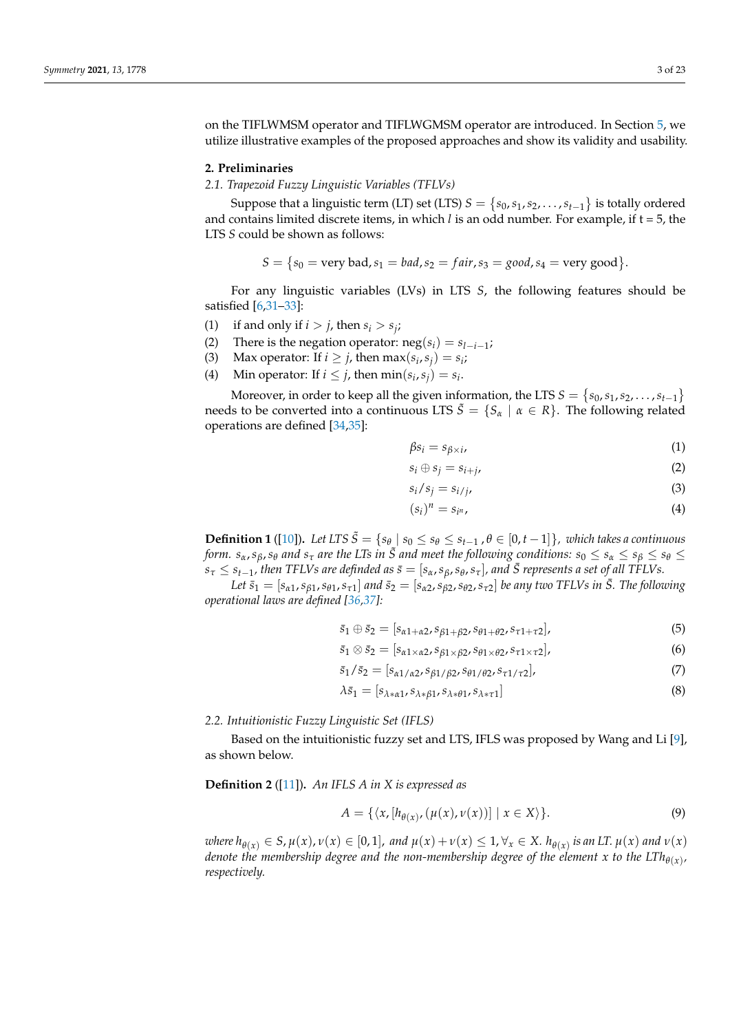on the TIFLWMSM operator and TIFLWGMSM operator are introduced. In Section 5, we utilize illustrative examples of the proposed approaches and show its validity and usability.

## 2. Preliminaries

### 2.1. Trapezoid Fuzzy Linguistic Variables (TFLVs)

Suppose that a linguistic term (LT) set (LTS) $S = \{s_0, s_1, s_2, \ldots, s_{t-1}\}$ is totally ordered and contains limited discrete items, in which $l$ is an odd number. For example, if t = 5, the LTS $S$ could be shown as follows:

$$S = \{s_0 = \text{very bad}, s_1 = bad, s_2 = fair, s_3 = good, s_4 = \text{very good}\}.$$

For any linguistic variables (LVs) in LTS $S$, the following features should be satisfied [6,31–33]:

(1) if and only if $i > j$, then $s_i > s_j$;
(2) There is the negation operator: $\text{neg}(s_i) = s_{l-i-1}$;
(3) Max operator: If $i \geq j$, then $\max(s_i, s_j) = s_i$;
(4) Min operator: If $i \leq j$, then $\min(s_i, s_j) = s_i$.

Moreover, in order to keep all the given information, the LTS $S = \{s_0, s_1, s_2, \ldots, s_{t-1}\}$ needs to be converted into a continuous LTS $\tilde{S} = \{S_\alpha \mid \alpha \in R\}$. The following related operations are defined [34,35]:

$$\beta s_i = s_{\beta \times i}, \tag{1}$$

$$s_i \oplus s_j = s_{i+j}, \tag{2}$$

$$s_i / s_j = s_{i/j}, \tag{3}$$

$$(s_i)^n = s_{i^n}, \tag{4}$$

**Definition 1** ([10]). *Let LTS $\tilde{S} = \{s_\theta \mid s_0 \leq s_\theta \leq s_{t-1}, \theta \in [0, t-1]\}$, which takes a continuous form. $s_\alpha, s_\beta, s_\theta$ and $s_\tau$ are the LTs in $\tilde{S}$ and meet the following conditions: $s_0 \leq s_\alpha \leq s_\beta \leq s_\theta \leq s_\tau \leq s_{t-1}$, then TFLVs are definded as $\bar{s} = [s_\alpha, s_\beta, s_\theta, s_\tau]$, and $\bar{S}$ represents a set of all TFLVs.*

*Let $\bar{s}_1 = [s_{\alpha 1}, s_{\beta 1}, s_{\theta 1}, s_{\tau 1}]$ and $\bar{s}_2 = [s_{\alpha 2}, s_{\beta 2}, s_{\theta 2}, s_{\tau 2}]$ be any two TFLVs in $\bar{S}$. The following operational laws are defined [36,37]:*

$$\bar{s}_1 \oplus \bar{s}_2 = [s_{\alpha 1+\alpha 2}, s_{\beta 1+\beta 2}, s_{\theta 1+\theta 2}, s_{\tau 1+\tau 2}], \tag{5}$$

$$\bar{s}_1 \otimes \bar{s}_2 = [s_{\alpha 1\times\alpha 2}, s_{\beta 1\times\beta 2}, s_{\theta 1\times\theta 2}, s_{\tau 1\times\tau 2}], \tag{6}$$

$$\bar{s}_1 / \bar{s}_2 = [s_{\alpha 1/\alpha 2}, s_{\beta 1/\beta 2}, s_{\theta 1/\theta 2}, s_{\tau 1/\tau 2}], \tag{7}$$

$$\lambda \bar{s}_1 = [s_{\lambda * \alpha 1}, s_{\lambda * \beta 1}, s_{\lambda * \theta 1}, s_{\lambda * \tau 1}] \tag{8}$$

### 2.2. Intuitionistic Fuzzy Linguistic Set (IFLS)

Based on the intuitionistic fuzzy set and LTS, IFLS was proposed by Wang and Li [9], as shown below.

**Definition 2** ([11]). *An IFLS A in X is expressed as*

$$A = \{\langle x, [h_{\theta(x)}, (\mu(x), \nu(x))] \mid x \in X \rangle\}. \tag{9}$$

*where $h_{\theta(x)} \in S, \mu(x), \nu(x) \in [0,1]$, and $\mu(x) + \nu(x) \leq 1, \forall_x \in X$. $h_{\theta(x)}$ is an LT. $\mu(x)$ and $\nu(x)$ denote the membership degree and the non-membership degree of the element x to the LT$h_{\theta(x)}$, respectively.*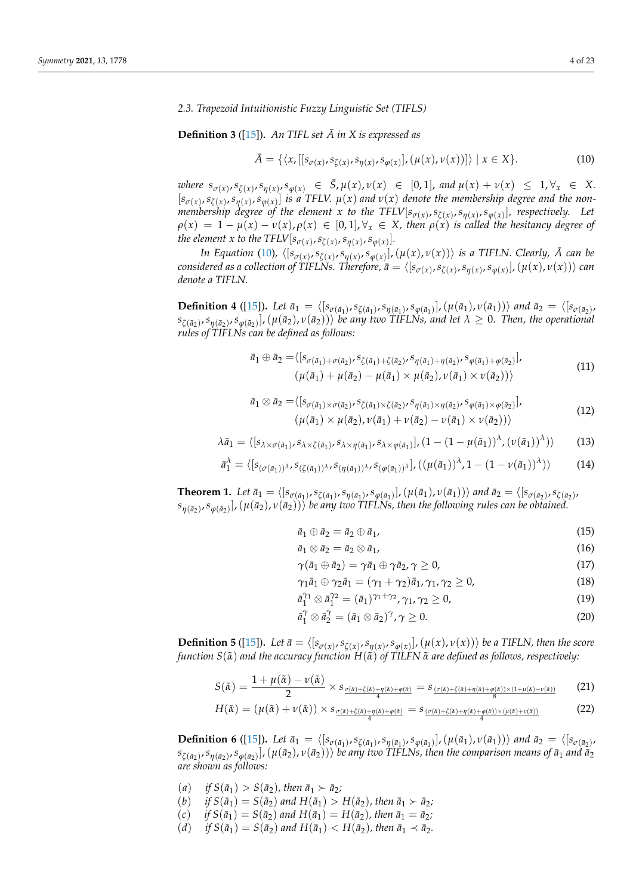### 2.3. Trapezoid Intuitionistic Fuzzy Linguistic Set (TIFLS)

**Definition 3** ([15]). *An TIFL set $\bar{A}$ in $X$ is expressed as*

$$\bar{A} = \{\langle x, [[s_{\sigma(x)}, s_{\zeta(x)}, s_{\eta(x)}, s_{\varphi(x)}], (\mu(x), \nu(x))]\rangle \mid x \in X\}. \tag{10}$$

*where $s_{\sigma(x)}, s_{\zeta(x)}, s_{\eta(x)}, s_{\varphi(x)} \in \bar{S}, \mu(x), \nu(x) \in [0,1]$, and $\mu(x) + \nu(x) \leq 1, \forall_x \in X$. $[s_{\sigma(x)}, s_{\zeta(x)}, s_{\eta(x)}, s_{\varphi(x)}]$ is a TFLV. $\mu(x)$ and $\nu(x)$ denote the membership degree and the non-membership degree of the element $x$ to the TFLV$[s_{\sigma(x)}, s_{\zeta(x)}, s_{\eta(x)}, s_{\varphi(x)}]$, respectively. Let $\rho(x) = 1 - \mu(x) - \nu(x), \rho(x) \in [0,1], \forall_x \in X$, then $\rho(x)$ is called the hesitancy degree of the element $x$ to the TFLV$[s_{\sigma(x)}, s_{\zeta(x)}, s_{\eta(x)}, s_{\varphi(x)}]$.*

*In Equation (10), $\langle [s_{\sigma(x)}, s_{\zeta(x)}, s_{\eta(x)}, s_{\varphi(x)}], (\mu(x), \nu(x))\rangle$ is a TIFLN. Clearly, $\bar{A}$ can be considered as a collection of TIFLNs. Therefore, $\bar{a} = \langle [s_{\sigma(x)}, s_{\zeta(x)}, s_{\eta(x)}, s_{\varphi(x)}], (\mu(x), \nu(x))\rangle$ can denote a TIFLN.*

**Definition 4** ([15]). *Let $\bar{a}_1 = \langle [s_{\sigma(\bar{a}_1)}, s_{\zeta(\bar{a}_1)}, s_{\eta(\bar{a}_1)}, s_{\varphi(\bar{a}_1)}], (\mu(\bar{a}_1), \nu(\bar{a}_1))\rangle$ and $\bar{a}_2 = \langle [s_{\sigma(\bar{a}_2)}, s_{\zeta(\bar{a}_2)}, s_{\eta(\bar{a}_2)}, s_{\varphi(\bar{a}_2)}], (\mu(\bar{a}_2), \nu(\bar{a}_2))\rangle$ be any two TIFLNs, and let $\lambda \geq 0$. Then, the operational rules of TIFLNs can be defined as follows:*

$$\begin{aligned}\bar{a}_1 \oplus \bar{a}_2 = &\langle [s_{\sigma(\bar{a}_1)+\sigma(\bar{a}_2)}, s_{\zeta(\bar{a}_1)+\zeta(\bar{a}_2)}, s_{\eta(\bar{a}_1)+\eta(\bar{a}_2)}, s_{\varphi(\bar{a}_1)+\varphi(\bar{a}_2)}], \\ &(\mu(\bar{a}_1) + \mu(\bar{a}_2) - \mu(\bar{a}_1) \times \mu(\bar{a}_2), \nu(\bar{a}_1) \times \nu(\bar{a}_2))\rangle\end{aligned} \tag{11}$$

$$\begin{aligned}\bar{a}_1 \otimes \bar{a}_2 = &\langle [s_{\sigma(\bar{a}_1)\times\sigma(\bar{a}_2)}, s_{\zeta(\bar{a}_1)\times\zeta(\bar{a}_2)}, s_{\eta(\bar{a}_1)\times\eta(\bar{a}_2)}, s_{\varphi(\bar{a}_1)\times\varphi(\bar{a}_2)}], \\ &(\mu(\bar{a}_1) \times \mu(\bar{a}_2), \nu(\bar{a}_1) + \nu(\bar{a}_2) - \nu(\bar{a}_1) \times \nu(\bar{a}_2))\rangle\end{aligned} \tag{12}$$

$$\lambda\bar{a}_1 = \langle [s_{\lambda\times\sigma(\bar{a}_1)}, s_{\lambda\times\zeta(\bar{a}_1)}, s_{\lambda\times\eta(\bar{a}_1)}, s_{\lambda\times\varphi(\bar{a}_1)}], (1 - (1 - \mu(\bar{a}_1))^{\lambda}, (\nu(\bar{a}_1))^{\lambda})\rangle \tag{13}$$

$$\bar{a}_1^{\lambda} = \langle [s_{(\sigma(\bar{a}_1))^{\lambda}}, s_{(\zeta(\bar{a}_1))^{\lambda}}, s_{(\eta(\bar{a}_1))^{\lambda}}, s_{(\varphi(\bar{a}_1))^{\lambda}}], ((\mu(\bar{a}_1))^{\lambda}, 1 - (1 - \nu(\bar{a}_1))^{\lambda})\rangle \tag{14}$$

**Theorem 1.** *Let $\bar{a}_1 = \langle [s_{\sigma(\bar{a}_1)}, s_{\zeta(\bar{a}_1)}, s_{\eta(\bar{a}_1)}, s_{\varphi(\bar{a}_1)}], (\mu(\bar{a}_1), \nu(\bar{a}_1))\rangle$ and $\bar{a}_2 = \langle [s_{\sigma(\bar{a}_2)}, s_{\zeta(\bar{a}_2)}, s_{\eta(\bar{a}_2)}, s_{\varphi(\bar{a}_2)}], (\mu(\bar{a}_2), \nu(\bar{a}_2))\rangle$ be any two TIFLNs, then the following rules can be obtained.*

$$\bar{a}_1 \oplus \bar{a}_2 = \bar{a}_2 \oplus \bar{a}_1, \tag{15}$$

$$\bar{a}_1 \otimes \bar{a}_2 = \bar{a}_2 \otimes \bar{a}_1, \tag{16}$$

$$\gamma(\bar{a}_1 \oplus \bar{a}_2) = \gamma\bar{a}_1 \oplus \gamma\bar{a}_2, \gamma \geq 0, \tag{17}$$

$$\gamma_1\bar{a}_1 \oplus \gamma_2\bar{a}_1 = (\gamma_1 + \gamma_2)\bar{a}_1, \gamma_1, \gamma_2 \geq 0, \tag{18}$$

$$\bar{a}_1^{\gamma_1} \otimes \bar{a}_1^{\gamma_2} = (\bar{a}_1)^{\gamma_1+\gamma_2}, \gamma_1, \gamma_2 \geq 0, \tag{19}$$

$$\bar{a}_1^{\gamma} \otimes \bar{a}_2^{\gamma} = (\bar{a}_1 \otimes \bar{a}_2)^{\gamma}, \gamma \geq 0. \tag{20}$$

**Definition 5** ([15]). *Let $\bar{a} = \langle [s_{\sigma(x)}, s_{\zeta(x)}, s_{\eta(x)}, s_{\varphi(x)}], (\mu(x), \nu(x))\rangle$ be a TIFLN, then the score function $S(\tilde{\alpha})$ and the accuracy function $H(\tilde{\alpha})$ of TILFN $\tilde{\alpha}$ are defined as follows, respectively:*

$$S(\tilde{\alpha}) = \frac{1 + \mu(\tilde{\alpha}) - \nu(\tilde{\alpha})}{2} \times s_{\frac{\sigma(\tilde{\alpha})+\zeta(\tilde{\alpha})+\eta(\tilde{\alpha})+\varphi(\tilde{\alpha})}{4}} = s_{\frac{(\sigma(\tilde{\alpha})+\zeta(\tilde{\alpha})+\eta(\tilde{\alpha})+\varphi(\tilde{\alpha}))\times(1+\mu(\tilde{\alpha})-\nu(\tilde{\alpha}))}{8}} \tag{21}$$

$$H(\tilde{\alpha}) = (\mu(\tilde{\alpha}) + \nu(\tilde{\alpha})) \times s_{\frac{\sigma(\tilde{\alpha})+\zeta(\tilde{\alpha})+\eta(\tilde{\alpha})+\varphi(\tilde{\alpha})}{4}} = s_{\frac{(\sigma(\tilde{\alpha})+\zeta(\tilde{\alpha})+\eta(\tilde{\alpha})+\varphi(\tilde{\alpha}))\times(\mu(\tilde{\alpha})+\nu(\tilde{\alpha}))}{4}} \tag{22}$$

**Definition 6** ([15]). *Let $\bar{a}_1 = \langle [s_{\sigma(\bar{a}_1)}, s_{\zeta(\bar{a}_1)}, s_{\eta(\bar{a}_1)}, s_{\varphi(\bar{a}_1)}], (\mu(\bar{a}_1), \nu(\bar{a}_1))\rangle$ and $\bar{a}_2 = \langle [s_{\sigma(\bar{a}_2)}, s_{\zeta(\bar{a}_2)}, s_{\eta(\bar{a}_2)}, s_{\varphi(\bar{a}_2)}], (\mu(\bar{a}_2), \nu(\bar{a}_2))\rangle$ be any two TIFLNs, then the comparison means of $\bar{a}_1$ and $\bar{a}_2$ are shown as follows:*

- (a) *if $S(\bar{a}_1) > S(\bar{a}_2)$, then $\bar{a}_1 \succ \bar{a}_2$;*
- (b) *if $S(\bar{a}_1) = S(\bar{a}_2)$ and $H(\bar{a}_1) > H(\bar{a}_2)$, then $\bar{a}_1 \succ \bar{a}_2$;*
- (c) *if $S(\bar{a}_1) = S(\bar{a}_2)$ and $H(\bar{a}_1) = H(\bar{a}_2)$, then $\bar{a}_1 = \bar{a}_2$;*
- (d) *if $S(\bar{a}_1) = S(\bar{a}_2)$ and $H(\bar{a}_1) < H(\bar{a}_2)$, then $\bar{a}_1 \prec \bar{a}_2$.*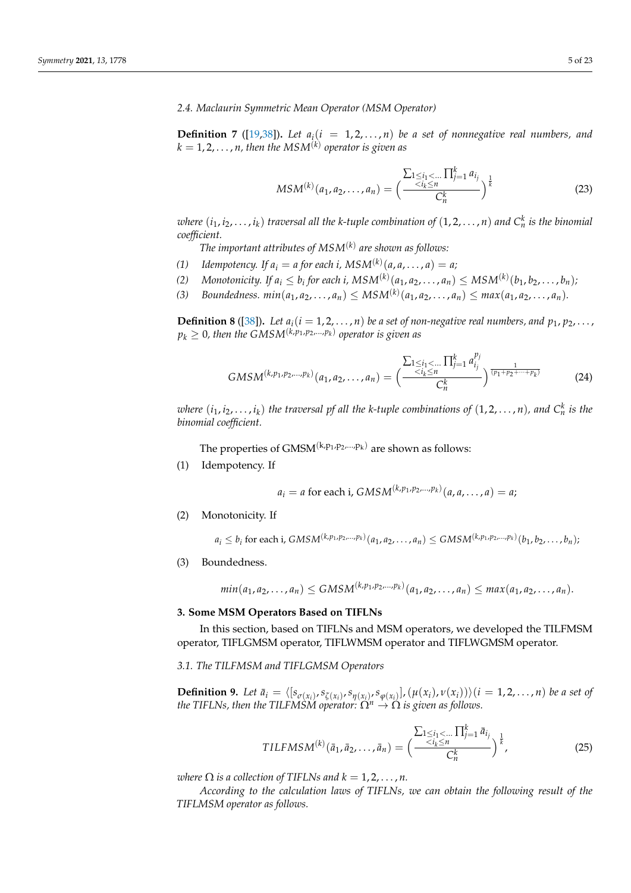### 2.4. Maclaurin Symmetric Mean Operator (MSM Operator)

**Definition 7** ([19,38]). *Let $a_i (i = 1, 2, \ldots, n)$ be a set of nonnegative real numbers, and $k = 1, 2, \ldots, n$, then the $MSM^{(k)}$ operator is given as*

$$MSM^{(k)}(a_1, a_2, \ldots, a_n) = \left( \frac{\sum_{1 \le i_1 < \ldots < i_k \le n} \prod_{j=1}^{k} a_{i_j}}{C_n^k} \right)^{\frac{1}{k}} \tag{23}$$

*where $(i_1, i_2, \ldots, i_k)$ traversal all the k-tuple combination of $(1, 2, \ldots, n)$ and $C_n^k$ is the binomial coefficient.*

*The important attributes of $MSM^{(k)}$ are shown as follows:*

*(1) Idempotency. If $a_i = a$ for each i, $MSM^{(k)}(a, a, \ldots, a) = a$;*

*(2) Monotonicity. If $a_i \le b_i$ for each i, $MSM^{(k)}(a_1, a_2, \ldots, a_n) \le MSM^{(k)}(b_1, b_2, \ldots, b_n)$;*

*(3) Boundedness. $min(a_1, a_2, \ldots, a_n) \le MSM^{(k)}(a_1, a_2, \ldots, a_n) \le max(a_1, a_2, \ldots, a_n)$.*

**Definition 8** ([38]). *Let $a_i (i = 1, 2, \ldots, n)$ be a set of non-negative real numbers, and $p_1, p_2, \ldots, p_k \ge 0$, then the $GMSM^{(k,p_1,p_2,\ldots,p_k)}$ operator is given as*

$$GMSM^{(k,p_1,p_2,\ldots,p_k)}(a_1, a_2, \ldots, a_n) = \left( \frac{\sum_{1 \le i_1 < \ldots < i_k \le n} \prod_{j=1}^{k} a_{i_j}^{p_j}}{C_n^k} \right)^{\frac{1}{(p_1 + p_2 + \cdots + p_k)}} \tag{24}$$

*where $(i_1, i_2, \ldots, i_k)$ the traversal pf all the k-tuple combinations of $(1, 2, \ldots, n)$, and $C_n^k$ is the binomial coefficient.*

The properties of $GMSM^{(k,p_1,p_2,\ldots,p_k)}$ are shown as follows:

(1) Idempotency. If

$$a_i = a \text{ for each i, } GMSM^{(k,p_1,p_2,\ldots,p_k)}(a, a, \ldots, a) = a;$$

(2) Monotonicity. If

$$a_i \le b_i \text{ for each i, } GMSM^{(k,p_1,p_2,\ldots,p_k)}(a_1, a_2, \ldots, a_n) \le GMSM^{(k,p_1,p_2,\ldots,p_k)}(b_1, b_2, \ldots, b_n);$$

(3) Boundedness.

$$min(a_1, a_2, \ldots, a_n) \le GMSM^{(k,p_1,p_2,\ldots,p_k)}(a_1, a_2, \ldots, a_n) \le max(a_1, a_2, \ldots, a_n).$$

## 3. Some MSM Operators Based on TIFLNs

In this section, based on TIFLNs and MSM operators, we developed the TILFMSM operator, TIFLGMSM operator, TIFLWMSM operator and TIFLWGMSM operator.

### 3.1. The TILFMSM and TIFLGMSM Operators

**Definition 9.** *Let $\bar{a}_i = \langle [s_{\sigma(x_i)}, s_{\zeta(x_i)}, s_{\eta(x_i)}, s_{\varphi(x_i)}], (\mu(x_i), \nu(x_i)) \rangle (i = 1, 2, \ldots, n)$ be a set of the TIFLNs, then the TILFMSM operator: $\Omega^n \to \Omega$ is given as follows.*

$$TILFMSM^{(k)}(\bar{a}_1, \bar{a}_2, \ldots, \bar{a}_n) = \left( \frac{\sum_{1 \le i_1 < \ldots < i_k \le n} \prod_{j=1}^{k} \bar{a}_{i_j}}{C_n^k} \right)^{\frac{1}{k}}, \tag{25}$$

*where $\Omega$ is a collection of TIFLNs and $k = 1, 2, \ldots, n$.*

*According to the calculation laws of TIFLNs, we can obtain the following result of the TIFLMSM operator as follows.*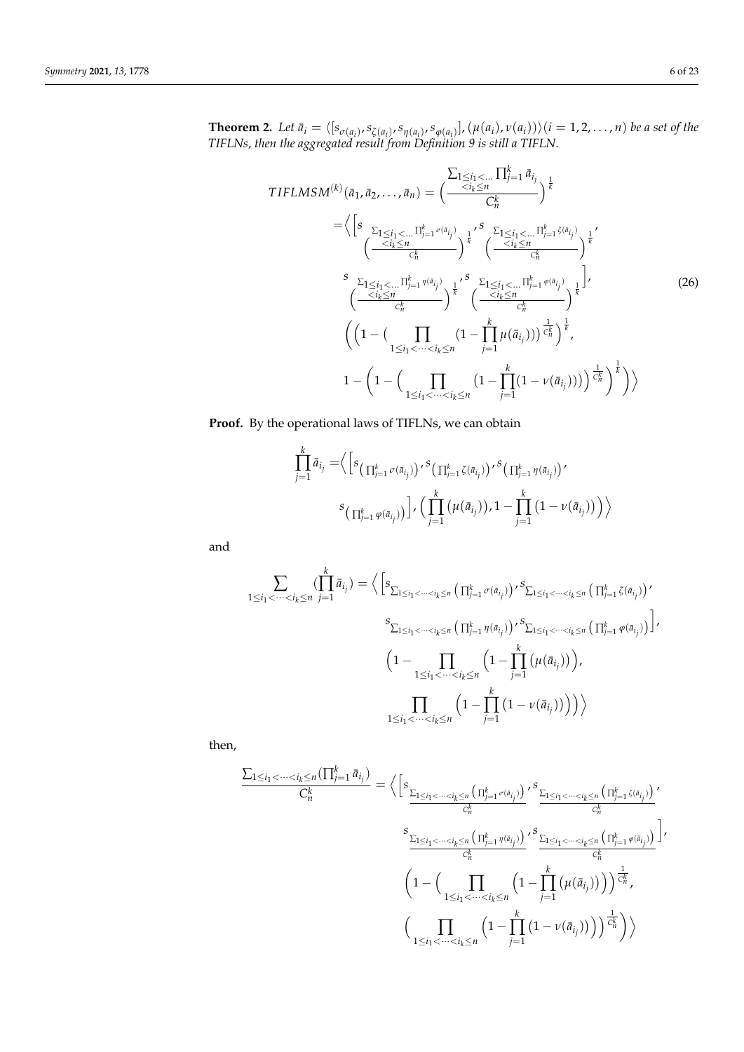**Theorem 2.** *Let $\bar{a}_i = \langle [s_{\sigma(a_i)}, s_{\zeta(a_i)}, s_{\eta(a_i)}, s_{\varphi(a_i)}], (\mu(a_i), \nu(a_i)) \rangle (i = 1, 2, \ldots, n)$ be a set of the TIFLNs, then the aggregated result from Definition 9 is still a TIFLN.*

$$
\begin{aligned}
TIFLMSM^{(k)}(\bar{a}_1, \bar{a}_2, \ldots, \bar{a}_n) &= \left( \frac{\sum_{\substack{1 \le i_1 < \ldots \\ < i_k \le n}} \prod_{j=1}^{k} \bar{a}_{i_j}}{C_n^k} \right)^{\frac{1}{k}} \\
&= \Big\langle \Big[ s_{\left( \frac{\sum_{\substack{1 \le i_1 < \ldots \\ < i_k \le n}} \prod_{j=1}^{k} \sigma(\bar{a}_{i_j})}{C_n^k} \right)^{\frac{1}{k}}}, s_{\left( \frac{\sum_{\substack{1 \le i_1 < \ldots \\ < i_k \le n}} \prod_{j=1}^{k} \zeta(\bar{a}_{i_j})}{C_n^k} \right)^{\frac{1}{k}}}, \\
&\quad s_{\left( \frac{\sum_{\substack{1 \le i_1 < \ldots \\ < i_k \le n}} \prod_{j=1}^{k} \eta(\bar{a}_{i_j})}{C_n^k} \right)^{\frac{1}{k}}}, s_{\left( \frac{\sum_{\substack{1 \le i_1 < \ldots \\ < i_k \le n}} \prod_{j=1}^{k} \varphi(\bar{a}_{i_j})}{C_n^k} \right)^{\frac{1}{k}}} \Big], \\
&\quad \left( \left( 1 - \Big( \prod_{1 \le i_1 < \cdots < i_k \le n} (1 - \prod_{j=1}^{k} \mu(\bar{a}_{i_j})) \Big)^{\frac{1}{C_n^k}} \right)^{\frac{1}{k}}, \right. \\
&\quad \left. 1 - \left( 1 - \Big( \prod_{1 \le i_1 < \cdots < i_k \le n} \big(1 - \prod_{j=1}^{k} (1 - \nu(\bar{a}_{i_j}))\big) \Big)^{\frac{1}{C_n^k}} \right)^{\frac{1}{k}} \right) \Big\rangle
\end{aligned} \tag{26}
$$

**Proof.** By the operational laws of TIFLNs, we can obtain

$$
\begin{aligned}
\prod_{j=1}^{k} \bar{a}_{i_j} = &\Big\langle \Big[ s_{\left( \prod_{j=1}^{k} \sigma(\bar{a}_{i_j}) \right)}, s_{\left( \prod_{j=1}^{k} \zeta(\bar{a}_{i_j}) \right)}, s_{\left( \prod_{j=1}^{k} \eta(\bar{a}_{i_j}) \right)}, \\
&s_{\left( \prod_{j=1}^{k} \varphi(\bar{a}_{i_j}) \right)} \Big], \left( \prod_{j=1}^{k} \left( \mu(\bar{a}_{i_j}) \right), 1 - \prod_{j=1}^{k} \left( 1 - \nu(\bar{a}_{i_j}) \right) \right) \Big\rangle
\end{aligned}
$$

and

$$
\begin{aligned}
\sum_{1 \le i_1 < \cdots < i_k \le n} \left( \prod_{j=1}^{k} \bar{a}_{i_j} \right) = &\Big\langle \Big[ s_{\sum_{1 \le i_1 < \cdots < i_k \le n} \left( \prod_{j=1}^{k} \sigma(\bar{a}_{i_j}) \right)}, s_{\sum_{1 \le i_1 < \cdots < i_k \le n} \left( \prod_{j=1}^{k} \zeta(\bar{a}_{i_j}) \right)}, \\
&s_{\sum_{1 \le i_1 < \cdots < i_k \le n} \left( \prod_{j=1}^{k} \eta(\bar{a}_{i_j}) \right)}, s_{\sum_{1 \le i_1 < \cdots < i_k \le n} \left( \prod_{j=1}^{k} \varphi(\bar{a}_{i_j}) \right)} \Big], \\
&\Big( 1 - \prod_{1 \le i_1 < \cdots < i_k \le n} \Big( 1 - \prod_{j=1}^{k} \left( \mu(\bar{a}_{i_j}) \right) \Big), \\
&\prod_{1 \le i_1 < \cdots < i_k \le n} \Big( 1 - \prod_{j=1}^{k} \left( 1 - \nu(\bar{a}_{i_j}) \right) \Big) \Big) \Big\rangle
\end{aligned}
$$

then,

$$
\begin{aligned}
\frac{\sum_{1 \le i_1 < \cdots < i_k \le n} \left( \prod_{j=1}^{k} \bar{a}_{i_j} \right)}{C_n^k} = &\Big\langle \Big[ s_{\frac{\sum_{1 \le i_1 < \cdots < i_k \le n} \left( \prod_{j=1}^{k} \sigma(\bar{a}_{i_j}) \right)}{C_n^k}}, s_{\frac{\sum_{1 \le i_1 < \cdots < i_k \le n} \left( \prod_{j=1}^{k} \zeta(\bar{a}_{i_j}) \right)}{C_n^k}}, \\
&s_{\frac{\sum_{1 \le i_1 < \cdots < i_k \le n} \left( \prod_{j=1}^{k} \eta(\bar{a}_{i_j}) \right)}{C_n^k}}, s_{\frac{\sum_{1 \le i_1 < \cdots < i_k \le n} \left( \prod_{j=1}^{k} \varphi(\bar{a}_{i_j}) \right)}{C_n^k}} \Big], \\
&\Big( 1 - \Big( \prod_{1 \le i_1 < \cdots < i_k \le n} \Big( 1 - \prod_{j=1}^{k} \left( \mu(\bar{a}_{i_j}) \right) \Big) \Big)^{\frac{1}{C_n^k}}, \\
&\Big( \prod_{1 \le i_1 < \cdots < i_k \le n} \Big( 1 - \prod_{j=1}^{k} \left( 1 - \nu(\bar{a}_{i_j}) \right) \Big) \Big)^{\frac{1}{C_n^k}} \Big) \Big\rangle
\end{aligned}
$$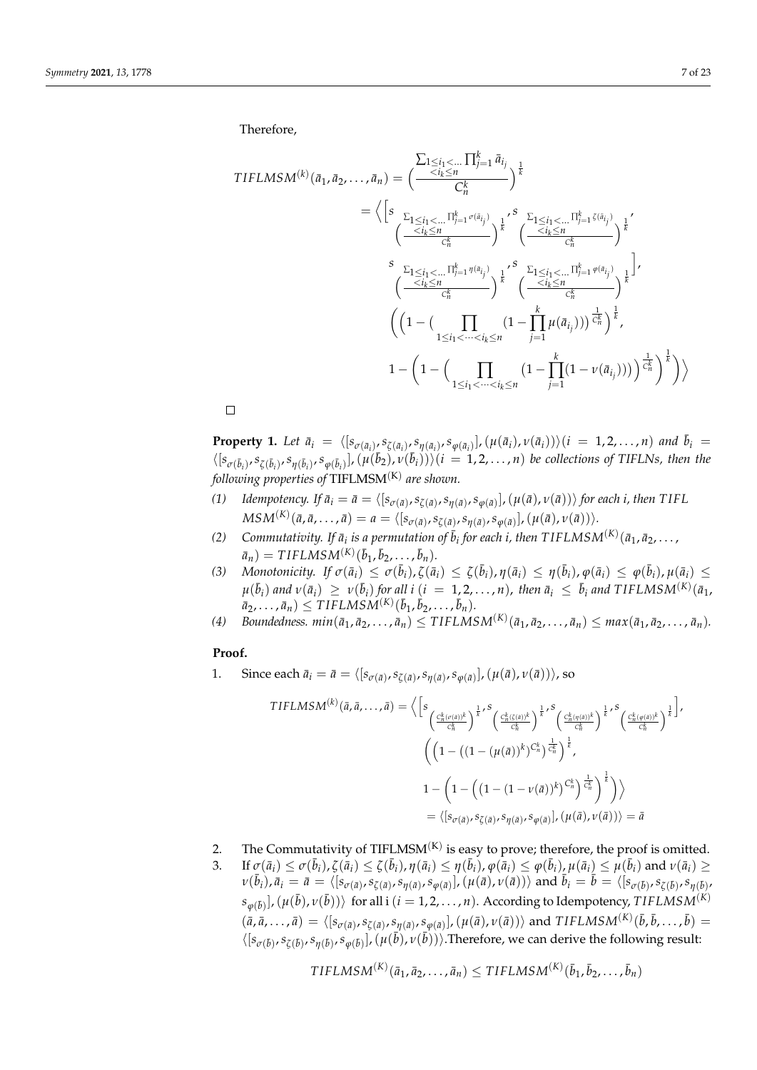Therefore,

$$
\begin{aligned}
TIFLMSM^{(k)}(\bar{a}_1, \bar{a}_2, \ldots, \bar{a}_n) &= \Bigg( \frac{\sum_{\substack{1 \le i_1 < \ldots \\ < i_k \le n}} \prod_{j=1}^{k} \bar{a}_{i_j}}{C_n^k} \Bigg)^{\frac{1}{k}} \\
&= \Bigg\langle \Bigg[ s_{\Big( \frac{\sum_{\substack{1 \le i_1 < \ldots \\ < i_k \le n}} \prod_{j=1}^{k} \sigma(\bar{a}_{i_j})}{C_n^k} \Big)^{\frac{1}{k}}}, s_{\Big( \frac{\sum_{\substack{1 \le i_1 < \ldots \\ < i_k \le n}} \prod_{j=1}^{k} \zeta(\bar{a}_{i_j})}{C_n^k} \Big)^{\frac{1}{k}}}, \\
&\quad s_{\Big( \frac{\sum_{\substack{1 \le i_1 < \ldots \\ < i_k \le n}} \prod_{j=1}^{k} \eta(\bar{a}_{i_j})}{C_n^k} \Big)^{\frac{1}{k}}}, s_{\Big( \frac{\sum_{\substack{1 \le i_1 < \ldots \\ < i_k \le n}} \prod_{j=1}^{k} \varphi(\bar{a}_{i_j})}{C_n^k} \Big)^{\frac{1}{k}}} \Bigg], \\
&\quad \Bigg( \Big( 1 - \big( \prod_{1 \le i_1 < \cdots < i_k \le n} (1 - \prod_{j=1}^{k} \mu(\bar{a}_{i_j})) \big)^{\frac{1}{C_n^k}} \Big)^{\frac{1}{k}}, \\
&\quad 1 - \Bigg( 1 - \Big( \prod_{1 \le i_1 < \cdots < i_k \le n} \big( 1 - \prod_{j=1}^{k} (1 - \nu(\bar{a}_{i_j})) \big) \Big)^{\frac{1}{C_n^k}} \Bigg)^{\frac{1}{k}} \Bigg) \Bigg\rangle
\end{aligned}
$$

□

**Property 1.** *Let $\bar{a}_i = \langle [s_{\sigma(\bar{a}_i)}, s_{\zeta(\bar{a}_i)}, s_{\eta(\bar{a}_i)}, s_{\varphi(\bar{a}_i)}], (\mu(\bar{a}_i), \nu(\bar{a}_i)) \rangle (i = 1, 2, \ldots, n)$ and $\bar{b}_i = \langle [s_{\sigma(\bar{b}_i)}, s_{\zeta(\bar{b}_i)}, s_{\eta(\bar{b}_i)}, s_{\varphi(\bar{b}_i)}], (\mu(\bar{b}_2), \nu(\bar{b}_i)) \rangle (i = 1, 2, \ldots, n)$ be collections of TIFLNs, then the following properties of* TIFLMSM$^{(K)}$ *are shown.*

(1) *Idempotency. If $\bar{a}_i = \bar{a} = \langle [s_{\sigma(\bar{a})}, s_{\zeta(\bar{a})}, s_{\eta(\bar{a})}, s_{\varphi(\bar{a})}], (\mu(\bar{a}), \nu(\bar{a})) \rangle$ for each i, then $TIFLMSM^{(K)}(\bar{a}, \bar{a}, \ldots, \bar{a}) = a = \langle [s_{\sigma(\bar{a})}, s_{\zeta(\bar{a})}, s_{\eta(\bar{a})}, s_{\varphi(\bar{a})}], (\mu(\bar{a}), \nu(\bar{a})) \rangle$.*

(2) *Commutativity. If $\bar{a}_i$ is a permutation of $\bar{b}_i$ for each i, then $TIFLMSM^{(K)}(\bar{a}_1, \bar{a}_2, \ldots, \bar{a}_n) = TIFLMSM^{(K)}(\bar{b}_1, \bar{b}_2, \ldots, \bar{b}_n)$.*

(3) *Monotonicity. If $\sigma(\bar{a}_i) \le \sigma(\bar{b}_i), \zeta(\bar{a}_i) \le \zeta(\bar{b}_i), \eta(\bar{a}_i) \le \eta(\bar{b}_i), \varphi(\bar{a}_i) \le \varphi(\bar{b}_i), \mu(\bar{a}_i) \le \mu(\bar{b}_i)$ and $\nu(\bar{a}_i) \ge \nu(\bar{b}_i)$ for all $i$ $(i = 1, 2, \ldots, n)$, then $\bar{a}_i \le \bar{b}_i$ and $TIFLMSM^{(K)}(\bar{a}_1, \bar{a}_2, \ldots, \bar{a}_n) \le TIFLMSM^{(K)}(\bar{b}_1, \bar{b}_2, \ldots, \bar{b}_n)$.*

(4) *Boundedness. $min(\bar{a}_1, \bar{a}_2, \ldots, \bar{a}_n) \le TIFLMSM^{(K)}(\bar{a}_1, \bar{a}_2, \ldots, \bar{a}_n) \le max(\bar{a}_1, \bar{a}_2, \ldots, \bar{a}_n)$.*

**Proof.**

1. Since each $\bar{a}_i = \bar{a} = \langle [s_{\sigma(\bar{a})}, s_{\zeta(\bar{a})}, s_{\eta(\bar{a})}, s_{\varphi(\bar{a})}], (\mu(\bar{a}), \nu(\bar{a})) \rangle$, so

$$
\begin{aligned}
TIFLMSM^{(k)}(\bar{a}, \bar{a}, \ldots, \bar{a}) &= \Bigg\langle \Bigg[ s_{\Big( \frac{C_n^k (\sigma(\bar{a}))^k}{C_n^k} \Big)^{\frac{1}{k}}}, s_{\Big( \frac{C_n^k (\zeta(\bar{a}))^k}{C_n^k} \Big)^{\frac{1}{k}}}, s_{\Big( \frac{C_n^k (\eta(\bar{a}))^k}{C_n^k} \Big)^{\frac{1}{k}}}, s_{\Big( \frac{C_n^k (\varphi(\bar{a}))^k}{C_n^k} \Big)^{\frac{1}{k}}} \Bigg], \\
&\quad \Bigg( \Big( 1 - \big( (1 - (\mu(\bar{a}))^k)^{C_n^k} \big)^{\frac{1}{C_n^k}} \Big)^{\frac{1}{k}}, \\
&\quad 1 - \Bigg( 1 - \Big( \big( 1 - (1 - \nu(\bar{a}))^k \big)^{C_n^k} \Big)^{\frac{1}{C_n^k}} \Bigg)^{\frac{1}{k}} \Bigg) \Bigg\rangle \\
&= \langle [s_{\sigma(\bar{a})}, s_{\zeta(\bar{a})}, s_{\eta(\bar{a})}, s_{\varphi(\bar{a})}], (\mu(\bar{a}), \nu(\bar{a})) \rangle = \bar{a}
\end{aligned}
$$

2. The Commutativity of TIFLMSM$^{(K)}$ is easy to prove; therefore, the proof is omitted.

3. If $\sigma(\bar{a}_i) \le \sigma(\bar{b}_i), \zeta(\bar{a}_i) \le \zeta(\bar{b}_i), \eta(\bar{a}_i) \le \eta(\bar{b}_i), \varphi(\bar{a}_i) \le \varphi(\bar{b}_i), \mu(\bar{a}_i) \le \mu(\bar{b}_i)$ and $\nu(\bar{a}_i) \ge \nu(\bar{b}_i), \bar{a}_i = \bar{a} = \langle [s_{\sigma(\bar{a})}, s_{\zeta(\bar{a})}, s_{\eta(\bar{a})}, s_{\varphi(\bar{a})}], (\mu(\bar{a}), \nu(\bar{a})) \rangle$ and $\bar{b}_i = \bar{b} = \langle [s_{\sigma(\bar{b})}, s_{\zeta(\bar{b})}, s_{\eta(\bar{b})}, s_{\varphi(\bar{b})}], (\mu(\bar{b}), \nu(\bar{b})) \rangle$ for all i $(i = 1, 2, \ldots, n)$. According to Idempotency, $TIFLMSM^{(K)}(\bar{a}, \bar{a}, \ldots, \bar{a}) = \langle [s_{\sigma(\bar{a})}, s_{\zeta(\bar{a})}, s_{\eta(\bar{a})}, s_{\varphi(\bar{a})}], (\mu(\bar{a}), \nu(\bar{a})) \rangle$ and $TIFLMSM^{(K)}(\bar{b}, \bar{b}, \ldots, \bar{b}) = \langle [s_{\sigma(\bar{b})}, s_{\zeta(\bar{b})}, s_{\eta(\bar{b})}, s_{\varphi(\bar{b})}], (\mu(\bar{b}), \nu(\bar{b})) \rangle$.Therefore, we can derive the following result:

$$
TIFLMSM^{(K)}(\bar{a}_1, \bar{a}_2, \ldots, \bar{a}_n) \le TIFLMSM^{(K)}(\bar{b}_1, \bar{b}_2, \ldots, \bar{b}_n)
$$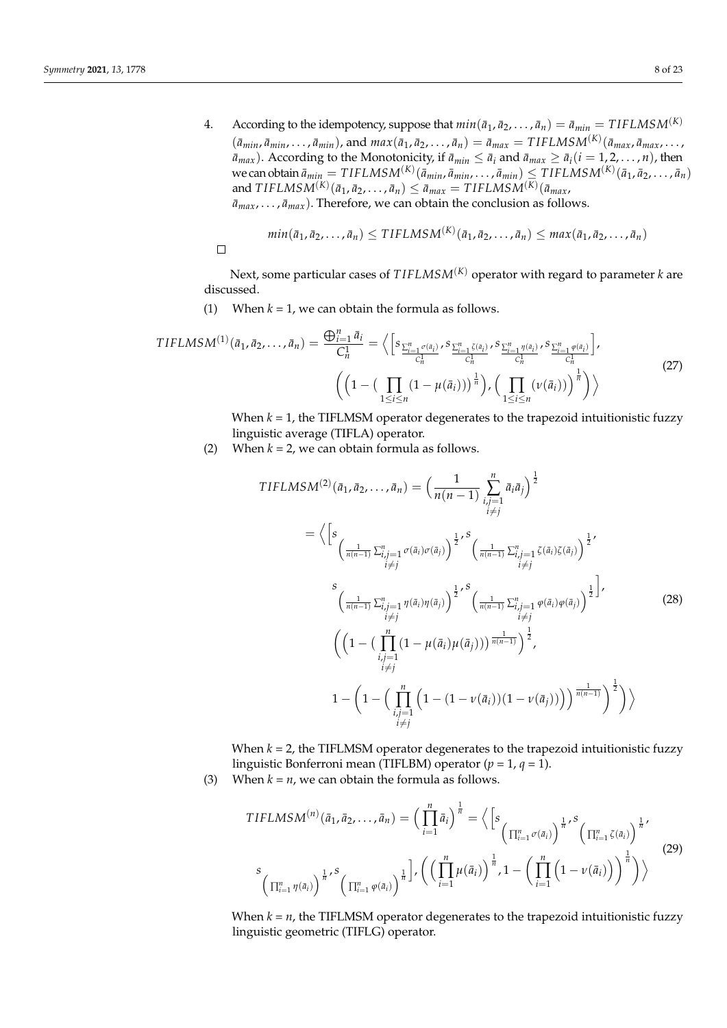4. According to the idempotency, suppose that $min(\bar{a}_1, \bar{a}_2, \ldots, \bar{a}_n) = \bar{a}_{min} = TIFLMSM^{(K)}(\bar{a}_{min}, \bar{a}_{min}, \ldots, \bar{a}_{min})$, and $max(\bar{a}_1, \bar{a}_2, \ldots, \bar{a}_n) = \bar{a}_{max} = TIFLMSM^{(K)}(\bar{a}_{max}, \bar{a}_{max}, \ldots, \bar{a}_{max})$. According to the Monotonicity, if $\bar{a}_{min} \leq \bar{a}_i$ and $\bar{a}_{max} \geq \bar{a}_i (i = 1, 2, \ldots, n)$, then we can obtain $\bar{a}_{min} = TIFLMSM^{(K)}(\bar{a}_{min}, \bar{a}_{min}, \ldots, \bar{a}_{min}) \leq TIFLMSM^{(K)}(\bar{a}_1, \bar{a}_2, \ldots, \bar{a}_n)$ and $TIFLMSM^{(K)}(\bar{a}_1, \bar{a}_2, \ldots, \bar{a}_n) \leq \bar{a}_{max} = TIFLMSM^{(K)}(\bar{a}_{max}, \bar{a}_{max}, \ldots, \bar{a}_{max})$. Therefore, we can obtain the conclusion as follows.

$$min(\bar{a}_1, \bar{a}_2, \ldots, \bar{a}_n) \leq TIFLMSM^{(K)}(\bar{a}_1, \bar{a}_2, \ldots, \bar{a}_n) \leq max(\bar{a}_1, \bar{a}_2, \ldots, \bar{a}_n)$$

□

Next, some particular cases of $TIFLMSM^{(K)}$ operator with regard to parameter $k$ are discussed.

(1) When $k$ = 1, we can obtain the formula as follows.

$$TIFLMSM^{(1)}(\bar{a}_1, \bar{a}_2, \ldots, \bar{a}_n) = \frac{\bigoplus_{i=1}^{n} \bar{a}_i}{C_n^1} = \left\langle \left[ s_{\frac{\sum_{i=1}^{n} \sigma(\bar{a}_i)}{C_n^1}}, s_{\frac{\sum_{i=1}^{n} \zeta(\bar{a}_i)}{C_n^1}}, s_{\frac{\sum_{i=1}^{n} \eta(\bar{a}_i)}{C_n^1}}, s_{\frac{\sum_{i=1}^{n} \varphi(\bar{a}_i)}{C_n^1}} \right], \left( \left( 1 - \left( \prod_{1 \leq i \leq n} (1 - \mu(\bar{a}_i)) \right)^{\frac{1}{n}} \right), \left( \prod_{1 \leq i \leq n} (\nu(\bar{a}_i)) \right)^{\frac{1}{n}} \right) \right\rangle \tag{27}$$

When $k$ = 1, the TIFLMSM operator degenerates to the trapezoid intuitionistic fuzzy linguistic average (TIFLA) operator.

(2) When $k$ = 2, we can obtain formula as follows.

$$\begin{aligned} TIFLMSM^{(2)}(\bar{a}_1, \bar{a}_2, \ldots, \bar{a}_n) &= \left( \frac{1}{n(n-1)} \sum_{\substack{i,j=1 \\ i \neq j}}^{n} \bar{a}_i \bar{a}_j \right)^{\frac{1}{2}} \\ &= \left\langle \left[ s_{\left( \frac{1}{n(n-1)} \sum_{\substack{i,j=1 \\ i \neq j}}^{n} \sigma(\bar{a}_i)\sigma(\bar{a}_j) \right)^{\frac{1}{2}}}, s_{\left( \frac{1}{n(n-1)} \sum_{\substack{i,j=1 \\ i \neq j}}^{n} \zeta(\bar{a}_i)\zeta(\bar{a}_j) \right)^{\frac{1}{2}}}, \right. \right. \\ & \left. s_{\left( \frac{1}{n(n-1)} \sum_{\substack{i,j=1 \\ i \neq j}}^{n} \eta(\bar{a}_i)\eta(\bar{a}_j) \right)^{\frac{1}{2}}}, s_{\left( \frac{1}{n(n-1)} \sum_{\substack{i,j=1 \\ i \neq j}}^{n} \varphi(\bar{a}_i)\varphi(\bar{a}_j) \right)^{\frac{1}{2}}} \right], \\ & \left( \left( 1 - \left( \prod_{\substack{i,j=1 \\ i \neq j}}^{n} (1 - \mu(\bar{a}_i)\mu(\bar{a}_j)) \right)^{\frac{1}{n(n-1)}} \right)^{\frac{1}{2}}, \right. \\ & \left. \left. 1 - \left( 1 - \left( \prod_{\substack{i,j=1 \\ i \neq j}}^{n} \left( 1 - (1 - \nu(\bar{a}_i))(1 - \nu(\bar{a}_j)) \right) \right)^{\frac{1}{n(n-1)}} \right)^{\frac{1}{2}} \right) \right\rangle \end{aligned} \tag{28}$$

When $k$ = 2, the TIFLMSM operator degenerates to the trapezoid intuitionistic fuzzy linguistic Bonferroni mean (TIFLBM) operator ($p$ = 1, $q$ = 1).

(3) When $k$ = $n$, we can obtain the formula as follows.

$$\begin{aligned} TIFLMSM^{(n)}(\bar{a}_1, \bar{a}_2, \ldots, \bar{a}_n) &= \left( \prod_{i=1}^{n} \bar{a}_i \right)^{\frac{1}{n}} = \left\langle \left[ s_{\left( \prod_{i=1}^{n} \sigma(\bar{a}_i) \right)^{\frac{1}{n}}}, s_{\left( \prod_{i=1}^{n} \zeta(\bar{a}_i) \right)^{\frac{1}{n}}}, \right. \right. \\ & \left. \left. s_{\left( \prod_{i=1}^{n} \eta(\bar{a}_i) \right)^{\frac{1}{n}}}, s_{\left( \prod_{i=1}^{n} \varphi(\bar{a}_i) \right)^{\frac{1}{n}}} \right], \left( \left( \prod_{i=1}^{n} \mu(\bar{a}_i) \right)^{\frac{1}{n}}, 1 - \left( \prod_{i=1}^{n} \left( 1 - \nu(\bar{a}_i) \right) \right)^{\frac{1}{n}} \right) \right\rangle \end{aligned} \tag{29}$$

When $k$ = $n$, the TIFLMSM operator degenerates to the trapezoid intuitionistic fuzzy linguistic geometric (TIFLG) operator.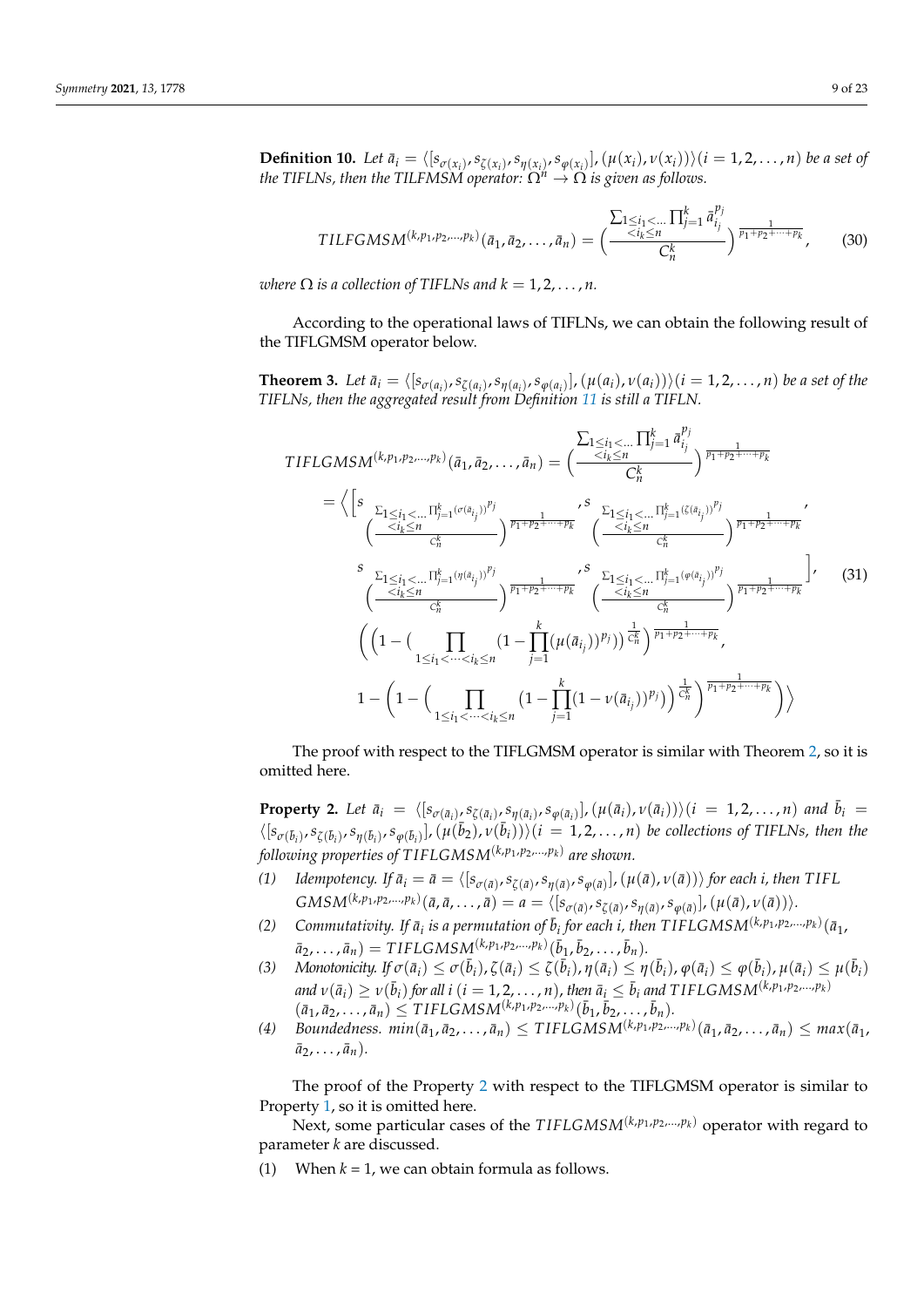**Definition 10.** *Let $\bar{a}_i = \langle [s_{\sigma(x_i)}, s_{\zeta(x_i)}, s_{\eta(x_i)}, s_{\varphi(x_i)}], (\mu(x_i), \nu(x_i))\rangle (i = 1, 2, \ldots, n)$ be a set of the TIFLNs, then the TILFMSM operator: $\Omega^n \to \Omega$ is given as follows.*

$$TILFGMSM^{(k,p_1,p_2,\ldots,p_k)}(\bar{a}_1, \bar{a}_2, \ldots, \bar{a}_n) = \Big( \frac{\sum_{\substack{1 \le i_1 < \ldots \\ < i_k \le n}} \prod_{j=1}^{k} \bar{a}_{i_j}^{p_j}}{C_n^k} \Big)^{\frac{1}{p_1+p_2+\cdots+p_k}}, \tag{30}$$

*where $\Omega$ is a collection of TIFLNs and $k = 1, 2, \ldots, n$.*

According to the operational laws of TIFLNs, we can obtain the following result of the TIFLGMSM operator below.

**Theorem 3.** *Let $\bar{a}_i = \langle [s_{\sigma(a_i)}, s_{\zeta(a_i)}, s_{\eta(a_i)}, s_{\varphi(a_i)}], (\mu(a_i), \nu(a_i))\rangle (i = 1, 2, \ldots, n)$ be a set of the TIFLNs, then the aggregated result from Definition 11 is still a TIFLN.*

$$\begin{aligned}
&TIFLGMSM^{(k,p_1,p_2,\ldots,p_k)}(\bar{a}_1, \bar{a}_2, \ldots, \bar{a}_n) = \Big( \frac{\sum_{\substack{1 \le i_1 < \ldots \\ < i_k \le n}} \prod_{j=1}^{k} \bar{a}_{i_j}^{p_j}}{C_n^k} \Big)^{\frac{1}{p_1+p_2+\cdots+p_k}} \\
&= \Big\langle \Big[ s_{\Big( \frac{\sum_{\substack{1 \le i_1 < \ldots \\ < i_k \le n}} \prod_{j=1}^{k} (\sigma(\bar{a}_{i_j}))^{p_j}}{C_n^k} \Big)^{\frac{1}{p_1+p_2+\cdots+p_k}}}, s_{\Big( \frac{\sum_{\substack{1 \le i_1 < \ldots \\ < i_k \le n}} \prod_{j=1}^{k} (\zeta(\bar{a}_{i_j}))^{p_j}}{C_n^k} \Big)^{\frac{1}{p_1+p_2+\cdots+p_k}}}, \\
&\quad s_{\Big( \frac{\sum_{\substack{1 \le i_1 < \ldots \\ < i_k \le n}} \prod_{j=1}^{k} (\eta(\bar{a}_{i_j}))^{p_j}}{C_n^k} \Big)^{\frac{1}{p_1+p_2+\cdots+p_k}}}, s_{\Big( \frac{\sum_{\substack{1 \le i_1 < \ldots \\ < i_k \le n}} \prod_{j=1}^{k} (\varphi(\bar{a}_{i_j}))^{p_j}}{C_n^k} \Big)^{\frac{1}{p_1+p_2+\cdots+p_k}}} \Big], \\
&\quad \Big( \Big( 1 - \Big( \prod_{1 \le i_1 < \cdots < i_k \le n} (1 - \prod_{j=1}^{k} (\mu(\bar{a}_{i_j}))^{p_j}) \Big)^{\frac{1}{C_n^k}} \Big)^{\frac{1}{p_1+p_2+\cdots+p_k}}, \\
&\quad 1 - \Big( 1 - \Big( \prod_{1 \le i_1 < \cdots < i_k \le n} (1 - \prod_{j=1}^{k} (1 - \nu(\bar{a}_{i_j}))^{p_j}) \Big)^{\frac{1}{C_n^k}} \Big)^{\frac{1}{p_1+p_2+\cdots+p_k}} \Big) \Big\rangle
\end{aligned} \tag{31}$$

The proof with respect to the TIFLGMSM operator is similar with Theorem 2, so it is omitted here.

**Property 2.** *Let $\bar{a}_i = \langle [s_{\sigma(\bar{a}_i)}, s_{\zeta(\bar{a}_i)}, s_{\eta(\bar{a}_i)}, s_{\varphi(\bar{a}_i)}], (\mu(\bar{a}_i), \nu(\bar{a}_i))\rangle (i = 1, 2, \ldots, n)$ and $\bar{b}_i = \langle [s_{\sigma(\bar{b}_i)}, s_{\zeta(\bar{b}_i)}, s_{\eta(\bar{b}_i)}, s_{\varphi(\bar{b}_i)}], (\mu(\bar{b}_2), \nu(\bar{b}_i))\rangle (i = 1, 2, \ldots, n)$ be collections of TIFLNs, then the following properties of $TIFLGMSM^{(k,p_1,p_2,\ldots,p_k)}$ are shown.*

1. *Idempotency. If $\bar{a}_i = \bar{a} = \langle [s_{\sigma(\bar{a})}, s_{\zeta(\bar{a})}, s_{\eta(\bar{a})}, s_{\varphi(\bar{a})}], (\mu(\bar{a}), \nu(\bar{a}))\rangle$ for each i, then $TIFLGMSM^{(k,p_1,p_2,\ldots,p_k)}(\bar{a}, \bar{a}, \ldots, \bar{a}) = a = \langle [s_{\sigma(\bar{a})}, s_{\zeta(\bar{a})}, s_{\eta(\bar{a})}, s_{\varphi(\bar{a})}], (\mu(\bar{a}), \nu(\bar{a}))\rangle$.*
2. *Commutativity. If $\bar{a}_i$ is a permutation of $\bar{b}_i$ for each i, then $TIFLGMSM^{(k,p_1,p_2,\ldots,p_k)}(\bar{a}_1, \bar{a}_2, \ldots, \bar{a}_n) = TIFLGMSM^{(k,p_1,p_2,\ldots,p_k)}(\bar{b}_1, \bar{b}_2, \ldots, \bar{b}_n)$.*
3. *Monotonicity. If $\sigma(\bar{a}_i) \le \sigma(\bar{b}_i), \zeta(\bar{a}_i) \le \zeta(\bar{b}_i), \eta(\bar{a}_i) \le \eta(\bar{b}_i), \varphi(\bar{a}_i) \le \varphi(\bar{b}_i), \mu(\bar{a}_i) \le \mu(\bar{b}_i)$ and $\nu(\bar{a}_i) \ge \nu(\bar{b}_i)$ for all i $(i = 1, 2, \ldots, n)$, then $\bar{a}_i \le \bar{b}_i$ and $TIFLGMSM^{(k,p_1,p_2,\ldots,p_k)}(\bar{a}_1, \bar{a}_2, \ldots, \bar{a}_n) \le TIFLGMSM^{(k,p_1,p_2,\ldots,p_k)}(\bar{b}_1, \bar{b}_2, \ldots, \bar{b}_n)$.*
4. *Boundedness. $min(\bar{a}_1, \bar{a}_2, \ldots, \bar{a}_n) \le TIFLGMSM^{(k,p_1,p_2,\ldots,p_k)}(\bar{a}_1, \bar{a}_2, \ldots, \bar{a}_n) \le max(\bar{a}_1, \bar{a}_2, \ldots, \bar{a}_n)$.*

The proof of the Property 2 with respect to the TIFLGMSM operator is similar to Property 1, so it is omitted here.

Next, some particular cases of the $TIFLGMSM^{(k,p_1,p_2,\ldots,p_k)}$ operator with regard to parameter $k$ are discussed.

(1) When $k = 1$, we can obtain formula as follows.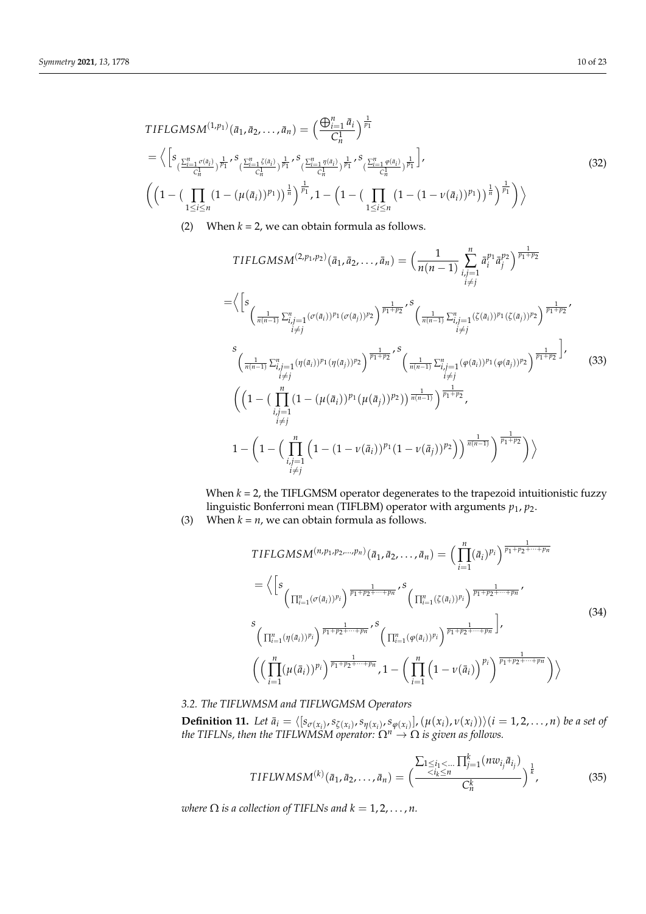$$
\begin{aligned}
&TIFLGMSM^{(1,p_1)}(\bar{a}_1, \bar{a}_2, \ldots, \bar{a}_n) = \left(\frac{\bigoplus_{i=1}^{n} \bar{a}_i}{C_n^1}\right)^{\frac{1}{p_1}} \\
&= \Big\langle \Big[ s_{\left(\frac{\sum_{i=1}^{n} \sigma(\bar{a}_i)}{C_n^1}\right)^{\frac{1}{p_1}}}, s_{\left(\frac{\sum_{i=1}^{n} \zeta(\bar{a}_i)}{C_n^1}\right)^{\frac{1}{p_1}}}, s_{\left(\frac{\sum_{i=1}^{n} \eta(\bar{a}_i)}{C_n^1}\right)^{\frac{1}{p_1}}}, s_{\left(\frac{\sum_{i=1}^{n} \varphi(\bar{a}_i)}{C_n^1}\right)^{\frac{1}{p_1}}} \Big], \\
&\left( \left(1 - \Big(\prod_{1 \le i \le n} (1 - (\mu(\bar{a}_i))^{p_1})\Big)^{\frac{1}{n}}\right)^{\frac{1}{p_1}}, 1 - \left(1 - \Big(\prod_{1 \le i \le n} \big(1 - (1 - \nu(\bar{a}_i))^{p_1}\big)\Big)^{\frac{1}{n}}\right)^{\frac{1}{p_1}} \right) \Big\rangle
\end{aligned} \tag{32}
$$

(2) When $k$ = 2, we can obtain formula as follows.

$$
\begin{aligned}
&TIFLGMSM^{(2,p_1,p_2)}(\bar{a}_1, \bar{a}_2, \ldots, \bar{a}_n) = \Bigg(\frac{1}{n(n-1)} \sum_{\substack{i,j=1 \\ i \ne j}}^{n} \bar{a}_i^{p_1} \bar{a}_j^{p_2}\Bigg)^{\frac{1}{p_1+p_2}} \\
&= \Big\langle \Big[ s_{\left(\frac{1}{n(n-1)} \sum_{\substack{i,j=1 \\ i \ne j}}^{n} (\sigma(\bar{a}_i))^{p_1} (\sigma(\bar{a}_j))^{p_2}\right)^{\frac{1}{p_1+p_2}}}, s_{\left(\frac{1}{n(n-1)} \sum_{\substack{i,j=1 \\ i \ne j}}^{n} (\zeta(\bar{a}_i))^{p_1} (\zeta(\bar{a}_j))^{p_2}\right)^{\frac{1}{p_1+p_2}}}, \\
&s_{\left(\frac{1}{n(n-1)} \sum_{\substack{i,j=1 \\ i \ne j}}^{n} (\eta(\bar{a}_i))^{p_1} (\eta(\bar{a}_j))^{p_2}\right)^{\frac{1}{p_1+p_2}}}, s_{\left(\frac{1}{n(n-1)} \sum_{\substack{i,j=1 \\ i \ne j}}^{n} (\varphi(\bar{a}_i))^{p_1} (\varphi(\bar{a}_j))^{p_2}\right)^{\frac{1}{p_1+p_2}}} \Big], \\
&\Bigg( \Bigg(1 - \Big(\prod_{\substack{i,j=1 \\ i \ne j}}^{n} (1 - (\mu(\bar{a}_i))^{p_1} (\mu(\bar{a}_j))^{p_2})\Big)^{\frac{1}{n(n-1)}}\Bigg)^{\frac{1}{p_1+p_2}}, \\
&1 - \Bigg(1 - \Big(\prod_{\substack{i,j=1 \\ i \ne j}}^{n} \Big(1 - (1 - \nu(\bar{a}_i))^{p_1} (1 - \nu(\bar{a}_j))^{p_2}\Big)\Big)^{\frac{1}{n(n-1)}}\Bigg)^{\frac{1}{p_1+p_2}} \Bigg) \Big\rangle
\end{aligned} \tag{33}
$$

When $k$ = 2, the TIFLGMSM operator degenerates to the trapezoid intuitionistic fuzzy linguistic Bonferroni mean (TIFLBM) operator with arguments $p_1, p_2$.

(3) When $k$ = $n$, we can obtain formula as follows.

$$
\begin{aligned}
&TIFLGMSM^{(n,p_1,p_2,\ldots,p_n)}(\bar{a}_1, \bar{a}_2, \ldots, \bar{a}_n) = \Big(\prod_{i=1}^{n} (\bar{a}_i)^{p_i}\Big)^{\frac{1}{p_1+p_2+\cdots+p_n}} \\
&= \Big\langle \Big[ s_{\left(\prod_{i=1}^{n} (\sigma(\bar{a}_i))^{p_i}\right)^{\frac{1}{p_1+p_2+\cdots+p_n}}}, s_{\left(\prod_{i=1}^{n} (\zeta(\bar{a}_i))^{p_i}\right)^{\frac{1}{p_1+p_2+\cdots+p_n}}}, \\
&s_{\left(\prod_{i=1}^{n} (\eta(\bar{a}_i))^{p_i}\right)^{\frac{1}{p_1+p_2+\cdots+p_n}}}, s_{\left(\prod_{i=1}^{n} (\varphi(\bar{a}_i))^{p_i}\right)^{\frac{1}{p_1+p_2+\cdots+p_n}}} \Big], \\
&\left( \Big(\prod_{i=1}^{n} (\mu(\bar{a}_i))^{p_i}\Big)^{\frac{1}{p_1+p_2+\cdots+p_n}}, 1 - \left(\prod_{i=1}^{n} \Big(1 - \nu(\bar{a}_i)\Big)^{p_i}\right)^{\frac{1}{p_1+p_2+\cdots+p_n}} \right) \Big\rangle
\end{aligned} \tag{34}
$$

### 3.2. The TIFLWMSM and TIFLWGMSM Operators

**Definition 11.** *Let $\bar{a}_i = \langle [s_{\sigma(x_i)}, s_{\zeta(x_i)}, s_{\eta(x_i)}, s_{\varphi(x_i)}], (\mu(x_i), \nu(x_i)) \rangle (i = 1, 2, \ldots, n)$ be a set of the TIFLNs, then the TIFLWMSM operator: $\Omega^n \to \Omega$ is given as follows.*

$$
TIFLWMSM^{(k)}(\bar{a}_1, \bar{a}_2, \ldots, \bar{a}_n) = \left(\frac{\sum_{1 \le i_1 < \cdots < i_k \le n} \prod_{j=1}^{k} (nw_{i_j} \bar{a}_{i_j})}{C_n^k}\right)^{\frac{1}{k}}, \tag{35}
$$

*where $\Omega$ is a collection of TIFLNs and $k = 1, 2, \ldots, n$.*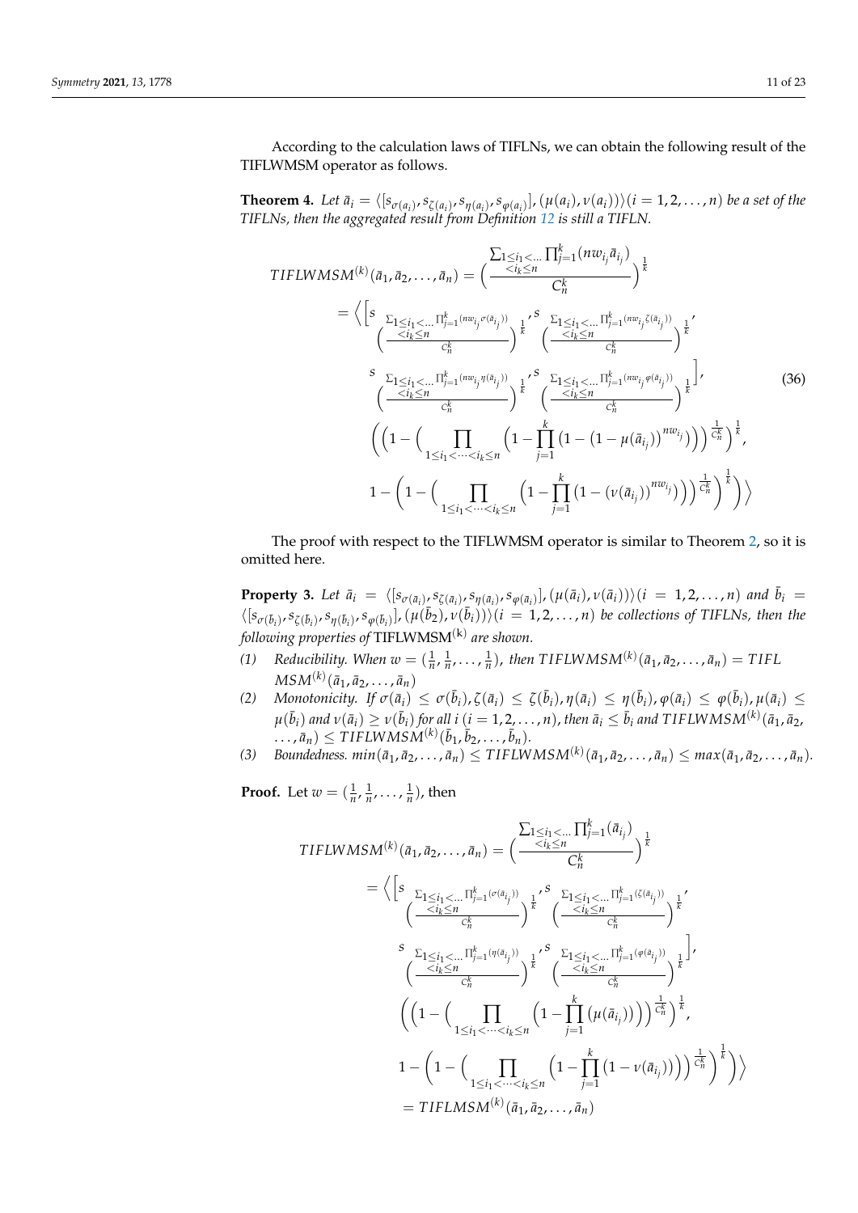According to the calculation laws of TIFLNs, we can obtain the following result of the TIFLWMSM operator as follows.

**Theorem 4.** *Let $\bar{a}_i = \langle [s_{\sigma(a_i)}, s_{\zeta(a_i)}, s_{\eta(a_i)}, s_{\varphi(a_i)}], (\mu(a_i), \nu(a_i)) \rangle (i = 1, 2, \ldots, n)$ be a set of the TIFLNs, then the aggregated result from Definition 12 is still a TIFLN.*

$$
\begin{aligned}
TIFLWMSM^{(k)}(\bar{a}_1, \bar{a}_2, \ldots, \bar{a}_n) &= \left( \frac{\sum_{1 \le i_1 < \ldots < i_k \le n} \prod_{j=1}^{k} (nw_{i_j} \bar{a}_{i_j})}{C_n^k} \right)^{\frac{1}{k}} \\
&= \Bigg\langle \Bigg[ s_{\left( \frac{\sum_{1 \le i_1 < \ldots < i_k \le n} \prod_{j=1}^{k} (nw_{i_j} \sigma(\bar{a}_{i_j}))}{C_n^k} \right)^{\frac{1}{k}}}, s_{\left( \frac{\sum_{1 \le i_1 < \ldots < i_k \le n} \prod_{j=1}^{k} (nw_{i_j} \zeta(\bar{a}_{i_j}))}{C_n^k} \right)^{\frac{1}{k}}}, \\
&\quad s_{\left( \frac{\sum_{1 \le i_1 < \ldots < i_k \le n} \prod_{j=1}^{k} (nw_{i_j} \eta(\bar{a}_{i_j}))}{C_n^k} \right)^{\frac{1}{k}}}, s_{\left( \frac{\sum_{1 \le i_1 < \ldots < i_k \le n} \prod_{j=1}^{k} (nw_{i_j} \varphi(\bar{a}_{i_j}))}{C_n^k} \right)^{\frac{1}{k}}} \Bigg], \\
&\quad \left( \left( 1 - \left( \prod_{1 \le i_1 < \cdots < i_k \le n} \left( 1 - \prod_{j=1}^{k} \left( 1 - \left( 1 - \mu(\bar{a}_{i_j}) \right)^{nw_{i_j}} \right) \right) \right)^{\frac{1}{C_n^k}} \right)^{\frac{1}{k}}, \right. \\
&\quad \left. 1 - \left( 1 - \left( \prod_{1 \le i_1 < \cdots < i_k \le n} \left( 1 - \prod_{j=1}^{k} \left( 1 - \left( \nu(\bar{a}_{i_j}) \right)^{nw_{i_j}} \right) \right) \right)^{\frac{1}{C_n^k}} \right)^{\frac{1}{k}} \right) \Bigg\rangle
\end{aligned} \tag{36}
$$

The proof with respect to the TIFLWMSM operator is similar to Theorem 2, so it is omitted here.

**Property 3.** *Let $\bar{a}_i = \langle [s_{\sigma(\bar{a}_i)}, s_{\zeta(\bar{a}_i)}, s_{\eta(\bar{a}_i)}, s_{\varphi(\bar{a}_i)}], (\mu(\bar{a}_i), \nu(\bar{a}_i)) \rangle (i = 1, 2, \ldots, n)$ and $\bar{b}_i = \langle [s_{\sigma(\bar{b}_i)}, s_{\zeta(\bar{b}_i)}, s_{\eta(\bar{b}_i)}, s_{\varphi(\bar{b}_i)}], (\mu(\bar{b}_2), \nu(\bar{b}_i)) \rangle (i = 1, 2, \ldots, n)$ be collections of TIFLNs, then the following properties of* TIFLWMSM$^{(k)}$ *are shown.*

*(1) Reducibility. When $w = (\frac{1}{n}, \frac{1}{n}, \ldots, \frac{1}{n})$, then $TIFLWMSM^{(k)}(\bar{a}_1, \bar{a}_2, \ldots, \bar{a}_n) = TIFLMSM^{(k)}(\bar{a}_1, \bar{a}_2, \ldots, \bar{a}_n)$*

*(2) Monotonicity. If $\sigma(\bar{a}_i) \le \sigma(\bar{b}_i), \zeta(\bar{a}_i) \le \zeta(\bar{b}_i), \eta(\bar{a}_i) \le \eta(\bar{b}_i), \varphi(\bar{a}_i) \le \varphi(\bar{b}_i), \mu(\bar{a}_i) \le \mu(\bar{b}_i)$ and $\nu(\bar{a}_i) \ge \nu(\bar{b}_i)$ for all $i$ $(i = 1, 2, \ldots, n)$, then $\bar{a}_i \le \bar{b}_i$ and $TIFLWMSM^{(k)}(\bar{a}_1, \bar{a}_2, \ldots, \bar{a}_n) \le TIFLWMSM^{(k)}(\bar{b}_1, \bar{b}_2, \ldots, \bar{b}_n)$.*

*(3) Boundedness. $min(\bar{a}_1, \bar{a}_2, \ldots, \bar{a}_n) \le TIFLWMSM^{(k)}(\bar{a}_1, \bar{a}_2, \ldots, \bar{a}_n) \le max(\bar{a}_1, \bar{a}_2, \ldots, \bar{a}_n)$.*

**Proof.** Let $w = (\frac{1}{n}, \frac{1}{n}, \ldots, \frac{1}{n})$, then

$$
\begin{aligned}
TIFLWMSM^{(k)}(\bar{a}_1, \bar{a}_2, \ldots, \bar{a}_n) &= \left( \frac{\sum_{1 \le i_1 < \ldots < i_k \le n} \prod_{j=1}^{k} (\bar{a}_{i_j})}{C_n^k} \right)^{\frac{1}{k}} \\
&= \Bigg\langle \Bigg[ s_{\left( \frac{\sum_{1 \le i_1 < \ldots < i_k \le n} \prod_{j=1}^{k} (\sigma(\bar{a}_{i_j}))}{C_n^k} \right)^{\frac{1}{k}}}, s_{\left( \frac{\sum_{1 \le i_1 < \ldots < i_k \le n} \prod_{j=1}^{k} (\zeta(\bar{a}_{i_j}))}{C_n^k} \right)^{\frac{1}{k}}}, \\
&\quad s_{\left( \frac{\sum_{1 \le i_1 < \ldots < i_k \le n} \prod_{j=1}^{k} (\eta(\bar{a}_{i_j}))}{C_n^k} \right)^{\frac{1}{k}}}, s_{\left( \frac{\sum_{1 \le i_1 < \ldots < i_k \le n} \prod_{j=1}^{k} (\varphi(\bar{a}_{i_j}))}{C_n^k} \right)^{\frac{1}{k}}} \Bigg], \\
&\quad \left( \left( 1 - \left( \prod_{1 \le i_1 < \cdots < i_k \le n} \left( 1 - \prod_{j=1}^{k} \left( \mu(\bar{a}_{i_j}) \right) \right) \right)^{\frac{1}{C_n^k}} \right)^{\frac{1}{k}}, \right. \\
&\quad \left. 1 - \left( 1 - \left( \prod_{1 \le i_1 < \cdots < i_k \le n} \left( 1 - \prod_{j=1}^{k} \left( 1 - \nu(\bar{a}_{i_j}) \right) \right) \right)^{\frac{1}{C_n^k}} \right)^{\frac{1}{k}} \right) \Bigg\rangle \\
&= TIFLMSM^{(k)}(\bar{a}_1, \bar{a}_2, \ldots, \bar{a}_n)
\end{aligned}
$$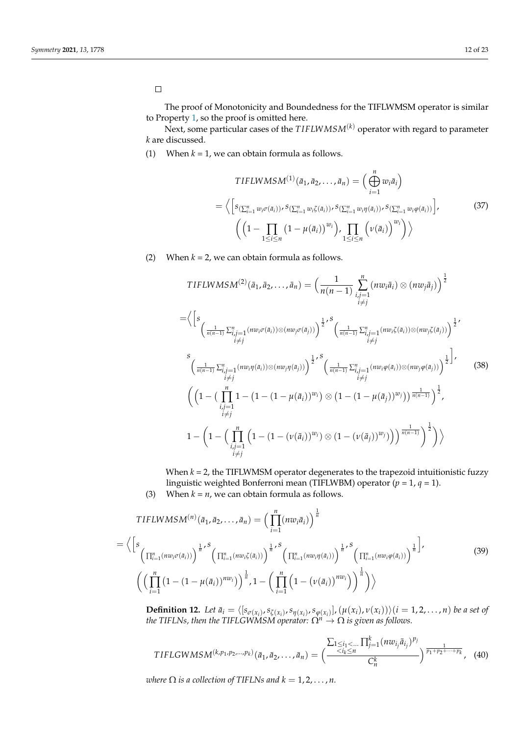□

The proof of Monotonicity and Boundedness for the TIFLWMSM operator is similar to Property 1, so the proof is omitted here.

Next, some particular cases of the $TIFLWMSM^{(k)}$ operator with regard to parameter $k$ are discussed.

(1) When $k$ = 1, we can obtain formula as follows.

$$
\begin{aligned}
&TIFLWMSM^{(1)}(\bar{a}_1, \bar{a}_2, \ldots, \bar{a}_n) = \Big( \bigoplus_{i=1}^{n} w_i \bar{a}_i \Big) \\
&= \Big\langle \Big[ s_{(\sum_{i=1}^{n} w_i \sigma(\bar{a}_i))}, s_{(\sum_{i=1}^{n} w_i \zeta(\bar{a}_i))}, s_{(\sum_{i=1}^{n} w_i \eta(\bar{a}_i))}, s_{(\sum_{i=1}^{n} w_i \varphi(\bar{a}_i))} \Big], \\
&\Big( \Big(1 - \prod_{1 \le i \le n} \big(1 - \mu(\bar{a}_i)\big)^{w_i} \Big), \prod_{1 \le i \le n} \Big( \nu(\bar{a}_i) \Big)^{w_i} \Big) \Big\rangle
\end{aligned}
\tag{37}
$$

(2) When $k$ = 2, we can obtain formula as follows.

$$
\begin{aligned}
&TIFLWMSM^{(2)}(\bar{a}_1, \bar{a}_2, \ldots, \bar{a}_n) = \Big( \frac{1}{n(n-1)} \sum_{\substack{i,j=1 \\ i \neq j}}^{n} (nw_i \bar{a}_i) \otimes (nw_j \bar{a}_j) \Big)^{\frac{1}{2}} \\
&= \Big\langle \Big[ s_{\Big( \frac{1}{n(n-1)} \sum_{\substack{i,j=1 \\ i \neq j}}^{n} (nw_i \sigma(\bar{a}_i)) \otimes (nw_j \sigma(\bar{a}_j)) \Big)^{\frac{1}{2}}}, s_{\Big( \frac{1}{n(n-1)} \sum_{\substack{i,j=1 \\ i \neq j}}^{n} (nw_i \zeta(\bar{a}_i)) \otimes (nw_j \zeta(\bar{a}_j)) \Big)^{\frac{1}{2}}}, \\
&s_{\Big( \frac{1}{n(n-1)} \sum_{\substack{i,j=1 \\ i \neq j}}^{n} (nw_i \eta(\bar{a}_i)) \otimes (nw_j \eta(\bar{a}_j)) \Big)^{\frac{1}{2}}}, s_{\Big( \frac{1}{n(n-1)} \sum_{\substack{i,j=1 \\ i \neq j}}^{n} (nw_i \varphi(\bar{a}_i)) \otimes (nw_j \varphi(\bar{a}_j)) \Big)^{\frac{1}{2}}} \Big], \\
&\Big( \Big( 1 - \big( \prod_{\substack{i,j=1 \\ i \neq j}}^{n} 1 - \big(1 - (1 - \mu(\bar{a}_i))^{w_i}\big) \otimes \big(1 - (1 - \mu(\bar{a}_j))^{w_j}\big) \big)^{\frac{1}{n(n-1)}} \Big)^{\frac{1}{2}}, \\
&1 - \Big( 1 - \Big( \prod_{\substack{i,j=1 \\ i \neq j}}^{n} \Big( 1 - \big(1 - (\nu(\bar{a}_i))^{w_i}\big) \otimes \big(1 - (\nu(\bar{a}_j))^{w_j}\big) \Big) \Big)^{\frac{1}{n(n-1)}} \Big)^{\frac{1}{2}} \Big) \Big\rangle
\end{aligned}
\tag{38}
$$

When $k$ = 2, the TIFLWMSM operator degenerates to the trapezoid intuitionistic fuzzy linguistic weighted Bonferroni mean (TIFLWBM) operator ($p$ = 1, $q$ = 1).

(3) When $k = n$, we can obtain formula as follows.

$$
\begin{aligned}
&TIFLWMSM^{(n)}(\bar{a}_1, \bar{a}_2, \ldots, \bar{a}_n) = \Big( \prod_{i=1}^{n} (nw_i \bar{a}_i) \Big)^{\frac{1}{n}} \\
&= \Big\langle \Big[ s_{\Big( \prod_{i=1}^{n} (nw_i \sigma(\bar{a}_i)) \Big)^{\frac{1}{n}}}, s_{\Big( \prod_{i=1}^{n} (nw_i \zeta(\bar{a}_i)) \Big)^{\frac{1}{n}}}, s_{\Big( \prod_{i=1}^{n} (nw_i \eta(\bar{a}_i)) \Big)^{\frac{1}{n}}}, s_{\Big( \prod_{i=1}^{n} (nw_i \varphi(\bar{a}_i)) \Big)^{\frac{1}{n}}} \Big], \\
&\Big( \Big( \prod_{i=1}^{n} \big(1 - (1 - \mu(\bar{a}_i))^{nw_i}\big) \Big)^{\frac{1}{n}}, 1 - \Big( \prod_{i=1}^{n} \Big(1 - \big(\nu(\bar{a}_i)\big)^{nw_i}\Big) \Big)^{\frac{1}{n}} \Big) \Big\rangle
\end{aligned}
\tag{39}
$$

**Definition 12.** *Let $\bar{a}_i = \langle [s_{\sigma(x_i)}, s_{\zeta(x_i)}, s_{\eta(x_i)}, s_{\varphi(x_i)}], (\mu(x_i), \nu(x_i)) \rangle (i = 1, 2, \ldots, n)$ be a set of the TIFLNs, then the TIFLGWMSM operator: $\Omega^n \to \Omega$ is given as follows.*

$$
TIFLGWMSM^{(k, p_1, p_2, \ldots, p_k)}(\bar{a}_1, \bar{a}_2, \ldots, \bar{a}_n) = \Big( \frac{\sum_{1 \le i_1 < \ldots < i_k \le n} \prod_{j=1}^{k} (nw_{i_j} \bar{a}_{i_j})^{p_j}}{C_n^k} \Big)^{\frac{1}{p_1 + p_2 + \cdots + p_k}},
\tag{40}
$$

*where $\Omega$ is a collection of TIFLNs and $k = 1, 2, \ldots, n$.*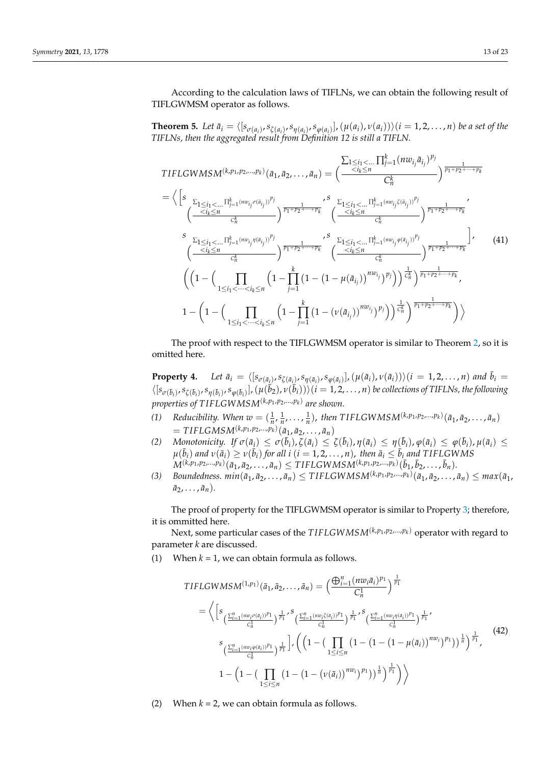According to the calculation laws of TIFLNs, we can obtain the following result of TIFLGWMSM operator as follows.

**Theorem 5.** *Let $\bar{a}_i = \langle [s_{\sigma(a_i)}, s_{\zeta(a_i)}, s_{\eta(a_i)}, s_{\varphi(a_i)}], (\mu(a_i), \nu(a_i))\rangle (i = 1, 2, \ldots, n)$ be a set of the TIFLNs, then the aggregated result from Definition 12 is still a TIFLN.*

$$
\begin{aligned}
&TIFLGWMSM^{(k,p_1,p_2,\ldots,p_k)}(\bar{a}_1, \bar{a}_2, \ldots, \bar{a}_n) = \Bigg( \frac{\sum_{1\le i_1<\ldots<i_k\le n} \prod_{j=1}^{k} (nw_{i_j}\bar{a}_{i_j})^{p_j}}{C_n^k} \Bigg)^{\frac{1}{p_1+p_2+\cdots+p_k}} \\
&= \Bigg\langle \Bigg[ s_{\left( \frac{\sum_{1\le i_1<\ldots<i_k\le n} \prod_{j=1}^{k} (nw_{i_j}\sigma(\bar{a}_{i_j}))^{p_j}}{C_n^k} \right)^{\frac{1}{p_1+p_2+\cdots+p_k}}}, s_{\left( \frac{\sum_{1\le i_1<\ldots<i_k\le n} \prod_{j=1}^{k} (nw_{i_j}\zeta(\bar{a}_{i_j}))^{p_j}}{C_n^k} \right)^{\frac{1}{p_1+p_2+\cdots+p_k}}}, \\
&\quad s_{\left( \frac{\sum_{1\le i_1<\ldots<i_k\le n} \prod_{j=1}^{k} (nw_{i_j}\eta(\bar{a}_{i_j}))^{p_j}}{C_n^k} \right)^{\frac{1}{p_1+p_2+\cdots+p_k}}}, s_{\left( \frac{\sum_{1\le i_1<\ldots<i_k\le n} \prod_{j=1}^{k} (nw_{i_j}\varphi(\bar{a}_{i_j}))^{p_j}}{C_n^k} \right)^{\frac{1}{p_1+p_2+\cdots+p_k}}} \Bigg], \\
&\quad \Bigg( \Bigg( 1 - \Bigg( \prod_{1\le i_1<\cdots<i_k\le n} \Bigg( 1 - \prod_{j=1}^{k} \left( 1 - \left( 1 - \mu(\bar{a}_{i_j}) \right)^{nw_{i_j}} \right)^{p_j} \Bigg) \Bigg)^{\frac{1}{C_n^k}} \Bigg)^{\frac{1}{p_1+p_2+\cdots+p_k}}, \\
&\quad 1 - \Bigg( 1 - \Bigg( \prod_{1\le i_1<\cdots<i_k\le n} \Bigg( 1 - \prod_{j=1}^{k} \left( 1 - \left( \nu(\bar{a}_{i_j}) \right)^{nw_{i_j}} \right)^{p_j} \Bigg) \Bigg)^{\frac{1}{C_n^k}} \Bigg)^{\frac{1}{p_1+p_2+\cdots+p_k}} \Bigg) \Bigg\rangle
\end{aligned}
\tag{41}
$$

The proof with respect to the TIFLGWMSM operator is similar to Theorem 2, so it is omitted here.

**Property 4.** *Let $\bar{a}_i = \langle [s_{\sigma(\bar{a}_i)}, s_{\zeta(\bar{a}_i)}, s_{\eta(\bar{a}_i)}, s_{\varphi(\bar{a}_i)}], (\mu(\bar{a}_i), \nu(\bar{a}_i))\rangle (i = 1, 2, \ldots, n)$ and $\bar{b}_i = \langle [s_{\sigma(\bar{b}_i)}, s_{\zeta(\bar{b}_i)}, s_{\eta(\bar{b}_i)}, s_{\varphi(\bar{b}_i)}], (\mu(\bar{b}_2), \nu(\bar{b}_i))\rangle (i = 1, 2, \ldots, n)$ be collections of TIFLNs, the following properties of $TIFLGWMSM^{(k,p_1,p_2,\ldots,p_k)}$ are shown.*

*(1) Reducibility. When $w = (\frac{1}{n}, \frac{1}{n}, \ldots, \frac{1}{n})$, then $TIFLGWMSM^{(k,p_1,p_2,\ldots,p_k)}(\bar{a}_1, \bar{a}_2, \ldots, \bar{a}_n) = TIFLGMSM^{(k,p_1,p_2,\ldots,p_k)}(\bar{a}_1, \bar{a}_2, \ldots, \bar{a}_n)$*

*(2) Monotonicity. If $\sigma(\bar{a}_i) \le \sigma(\bar{b}_i), \zeta(\bar{a}_i) \le \zeta(\bar{b}_i), \eta(\bar{a}_i) \le \eta(\bar{b}_i), \varphi(\bar{a}_i) \le \varphi(\bar{b}_i), \mu(\bar{a}_i) \le \mu(\bar{b}_i)$ and $\nu(\bar{a}_i) \ge \nu(\bar{b}_i)$ for all $i$ $(i = 1, 2, \ldots, n)$, then $\bar{a}_i \le \bar{b}_i$ and $TIFLGWMSM^{(k,p_1,p_2,\ldots,p_k)}(\bar{a}_1, \bar{a}_2, \ldots, \bar{a}_n) \le TIFLGWMSM^{(k,p_1,p_2,\ldots,p_k)}(\bar{b}_1, \bar{b}_2, \ldots, \bar{b}_n)$.*

*(3) Boundedness. $min(\bar{a}_1, \bar{a}_2, \ldots, \bar{a}_n) \le TIFLGWMSM^{(k,p_1,p_2,\ldots,p_k)}(\bar{a}_1, \bar{a}_2, \ldots, \bar{a}_n) \le max(\bar{a}_1, \bar{a}_2, \ldots, \bar{a}_n)$.*

The proof of property for the TIFLGWMSM operator is similar to Property 3; therefore, it is ommitted here.

Next, some particular cases of the $TIFLGWMSM^{(k,p_1,p_2,\ldots,p_k)}$ operator with regard to parameter $k$ are discussed.

(1) When $k = 1$, we can obtain formula as follows.

$$
\begin{aligned}
&TIFLGWMSM^{(1,p_1)}(\bar{a}_1, \bar{a}_2, \ldots, \bar{a}_n) = \Bigg( \frac{\bigoplus_{i=1}^{n} (nw_i\bar{a}_i)^{p_1}}{C_n^1} \Bigg)^{\frac{1}{p_1}} \\
&= \Bigg\langle \Bigg[ s_{\left( \frac{\sum_{i=1}^{n} (nw_i\sigma(\bar{a}_i))^{p_1}}{C_n^1} \right)^{\frac{1}{p_1}}}, s_{\left( \frac{\sum_{i=1}^{n} (nw_i\zeta(\bar{a}_i))^{p_1}}{C_n^1} \right)^{\frac{1}{p_1}}}, s_{\left( \frac{\sum_{i=1}^{n} (nw_i\eta(\bar{a}_i))^{p_1}}{C_n^1} \right)^{\frac{1}{p_1}}}, \\
&\quad s_{\left( \frac{\sum_{i=1}^{n} (nw_i\varphi(\bar{a}_i))^{p_1}}{C_n^1} \right)^{\frac{1}{p_1}}} \Bigg], \Bigg( \Bigg( 1 - \Big( \prod_{1\le i\le n} \left( 1 - \left( 1 - \left( 1 - \mu(\bar{a}_i) \right)^{nw_i} \right)^{p_1} \right) \Big)^{\frac{1}{n}} \Bigg)^{\frac{1}{p_1}}, \\
&\quad 1 - \Bigg( 1 - \Big( \prod_{1\le i\le n} \left( 1 - \left( 1 - \left( \nu(\bar{a}_i) \right)^{nw_i} \right)^{p_1} \right) \Big)^{\frac{1}{n}} \Bigg)^{\frac{1}{p_1}} \Bigg) \Bigg\rangle
\end{aligned}
\tag{42}
$$

(2) When $k = 2$, we can obtain formula as follows.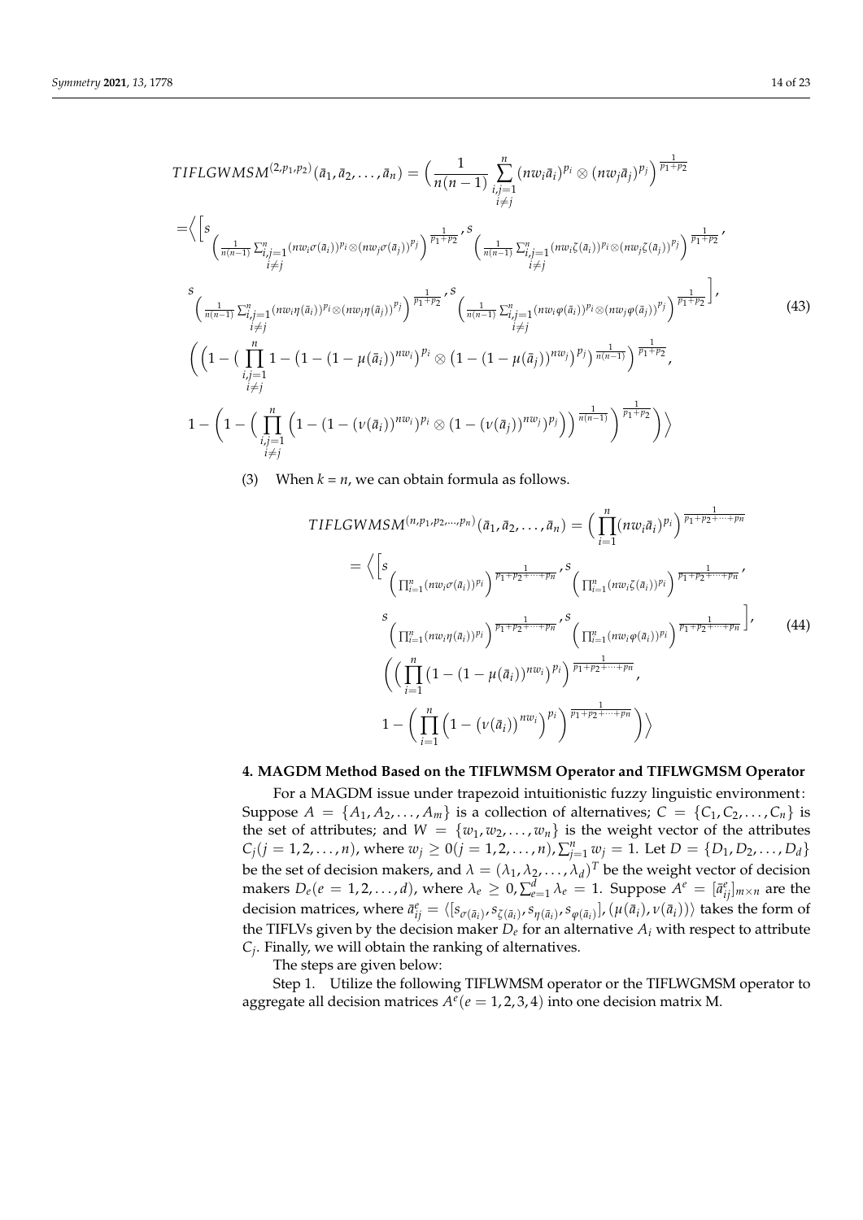$$
TIFLGWMSM^{(2,p_1,p_2)}(\bar{a}_1, \bar{a}_2, \ldots, \bar{a}_n) = \Big( \frac{1}{n(n-1)} \sum_{\substack{i,j=1 \\ i \neq j}}^{n} (nw_i \bar{a}_i)^{p_i} \otimes (nw_j \bar{a}_j)^{p_j} \Big)^{\frac{1}{p_1+p_2}}
$$

$$
\begin{aligned}
=&\Big\langle \Big[ s_{\left( \frac{1}{n(n-1)} \sum_{\substack{i,j=1 \\ i\neq j}}^{n} (nw_i\sigma(\bar{a}_i))^{p_i} \otimes (nw_j\sigma(\bar{a}_j))^{p_j} \right)^{\frac{1}{p_1+p_2}}}, s_{\left( \frac{1}{n(n-1)} \sum_{\substack{i,j=1 \\ i\neq j}}^{n} (nw_i\zeta(\bar{a}_i))^{p_i} \otimes (nw_j\zeta(\bar{a}_j))^{p_j} \right)^{\frac{1}{p_1+p_2}}}, \\
& s_{\left( \frac{1}{n(n-1)} \sum_{\substack{i,j=1 \\ i\neq j}}^{n} (nw_i\eta(\bar{a}_i))^{p_i} \otimes (nw_j\eta(\bar{a}_j))^{p_j} \right)^{\frac{1}{p_1+p_2}}}, s_{\left( \frac{1}{n(n-1)} \sum_{\substack{i,j=1 \\ i\neq j}}^{n} (nw_i\varphi(\bar{a}_i))^{p_i} \otimes (nw_j\varphi(\bar{a}_j))^{p_j} \right)^{\frac{1}{p_1+p_2}}} \Big], \\
& \Bigg( \Big(1 - \big( \prod_{\substack{i,j=1 \\ i\neq j}}^{n} 1 - \big(1-(1-\mu(\bar{a}_i))^{nw_i}\big)^{p_i} \otimes \big(1-(1-\mu(\bar{a}_j))^{nw_j}\big)^{p_j} \big)^{\frac{1}{n(n-1)}} \Big)^{\frac{1}{p_1+p_2}}, \\
& 1 - \Bigg(1 - \Big( \prod_{\substack{i,j=1 \\ i\neq j}}^{n} \Big(1-(1-(\nu(\bar{a}_i))^{nw_i})^{p_i} \otimes (1-(\nu(\bar{a}_j))^{nw_j})^{p_j} \Big) \Big)^{\frac{1}{n(n-1)}} \Bigg)^{\frac{1}{p_1+p_2}} \Bigg) \Big\rangle
\end{aligned} \tag{43}
$$

(3) When $k = n$, we can obtain formula as follows.

$$
\begin{aligned}
TIFLGWMSM^{(n,p_1,p_2,\ldots,p_n)}(\bar{a}_1, \bar{a}_2, \ldots, \bar{a}_n) &= \Big( \prod_{i=1}^{n} (nw_i \bar{a}_i)^{p_i} \Big)^{\frac{1}{p_1+p_2+\cdots+p_n}} \\
&= \Big\langle \Big[ s_{\left( \prod_{i=1}^{n} (nw_i\sigma(\bar{a}_i))^{p_i} \right)^{\frac{1}{p_1+p_2+\cdots+p_n}}}, s_{\left( \prod_{i=1}^{n} (nw_i\zeta(\bar{a}_i))^{p_i} \right)^{\frac{1}{p_1+p_2+\cdots+p_n}}}, \\
&\quad s_{\left( \prod_{i=1}^{n} (nw_i\eta(\bar{a}_i))^{p_i} \right)^{\frac{1}{p_1+p_2+\cdots+p_n}}}, s_{\left( \prod_{i=1}^{n} (nw_i\varphi(\bar{a}_i))^{p_i} \right)^{\frac{1}{p_1+p_2+\cdots+p_n}}} \Big], \\
&\quad \Big( \Big( \prod_{i=1}^{n} \big(1-(1-\mu(\bar{a}_i))^{nw_i}\big)^{p_i} \Big)^{\frac{1}{p_1+p_2+\cdots+p_n}}, \\
&\quad 1 - \Big( \prod_{i=1}^{n} \Big(1-(\nu(\bar{a}_i))^{nw_i}\Big)^{p_i} \Big)^{\frac{1}{p_1+p_2+\cdots+p_n}} \Big) \Big\rangle
\end{aligned} \tag{44}
$$

## 4. MAGDM Method Based on the TIFLWMSM Operator and TIFLWGMSM Operator

For a MAGDM issue under trapezoid intuitionistic fuzzy linguistic environment: Suppose $A = \{A_1, A_2, \ldots, A_m\}$ is a collection of alternatives; $C = \{C_1, C_2, \ldots, C_n\}$ is the set of attributes; and $W = \{w_1, w_2, \ldots, w_n\}$ is the weight vector of the attributes $C_j (j = 1, 2, \ldots, n)$, where $w_j \geq 0 (j = 1, 2, \ldots, n), \sum_{j=1}^{n} w_j = 1$. Let $D = \{D_1, D_2, \ldots, D_d\}$ be the set of decision makers, and $\lambda = (\lambda_1, \lambda_2, \ldots, \lambda_d)^T$ be the weight vector of decision makers $D_e (e = 1, 2, \ldots, d)$, where $\lambda_e \geq 0, \sum_{e=1}^{d} \lambda_e = 1$. Suppose $A^e = [\bar{a}_{ij}^e]_{m \times n}$ are the decision matrices, where $\bar{a}_{ij}^e = \langle [s_{\sigma(\bar{a}_i)}, s_{\zeta(\bar{a}_i)}, s_{\eta(\bar{a}_i)}, s_{\varphi(\bar{a}_i)}], (\mu(\bar{a}_i), \nu(\bar{a}_i)) \rangle$ takes the form of the TIFLVs given by the decision maker $D_e$ for an alternative $A_i$ with respect to attribute $C_j$. Finally, we will obtain the ranking of alternatives.

The steps are given below:

Step 1. Utilize the following TIFLWMSM operator or the TIFLWGMSM operator to aggregate all decision matrices $A^e (e = 1, 2, 3, 4)$ into one decision matrix M.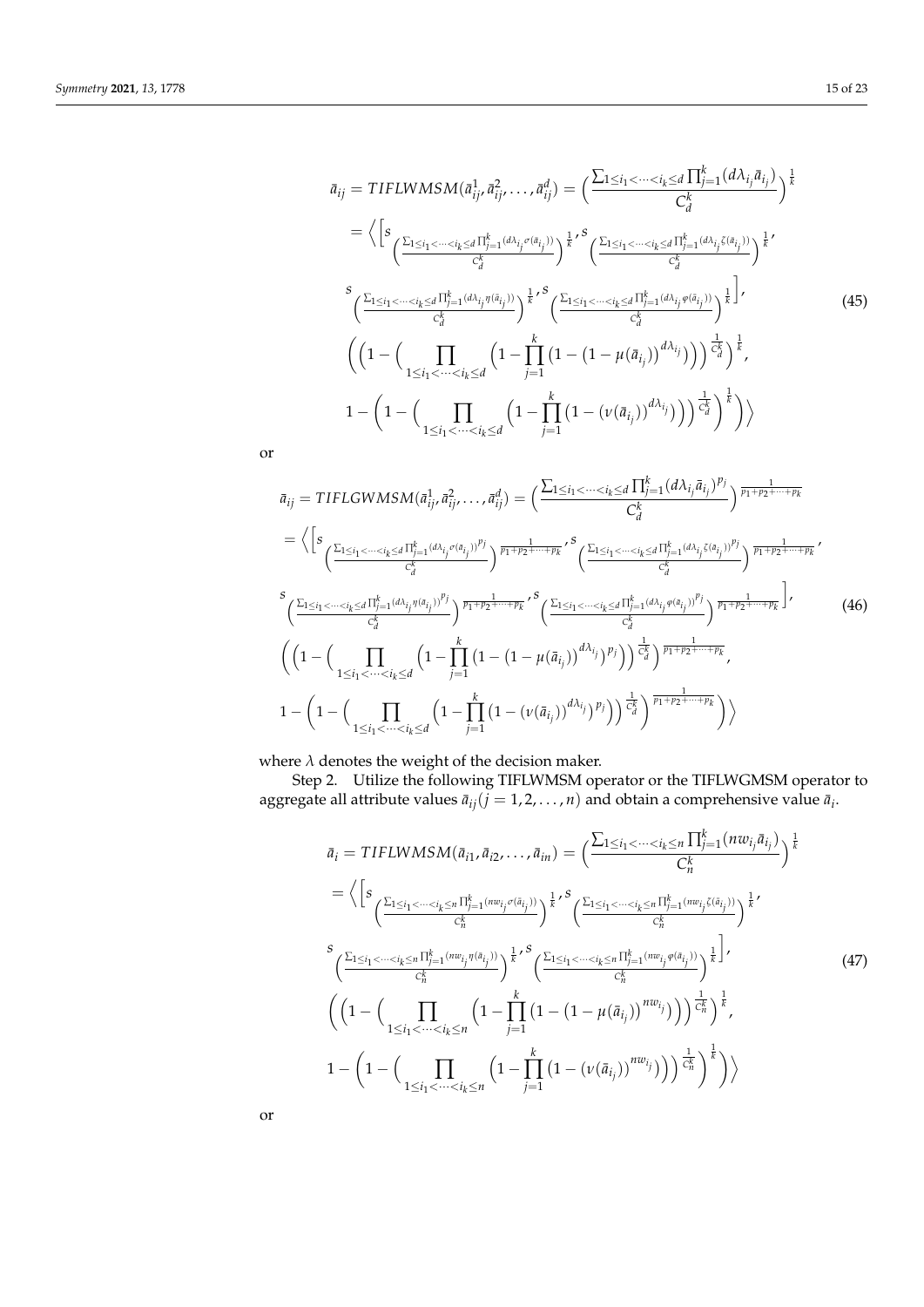$$
\begin{aligned}
\bar{a}_{ij} &= TIFLWMSM(\bar{a}_{ij}^{1}, \bar{a}_{ij}^{2}, \ldots, \bar{a}_{ij}^{d}) = \left(\frac{\sum_{1\le i_1<\cdots<i_k\le d}\prod_{j=1}^{k}(d\lambda_{i_j}\bar{a}_{i_j})}{C_d^k}\right)^{\frac{1}{k}} \\
&= \Bigg\langle \Bigg[ s_{\left(\frac{\sum_{1\le i_1<\cdots<i_k\le d}\prod_{j=1}^{k}(d\lambda_{i_j}\sigma(\bar{a}_{i_j}))}{C_d^k}\right)^{\frac{1}{k}}}, s_{\left(\frac{\sum_{1\le i_1<\cdots<i_k\le d}\prod_{j=1}^{k}(d\lambda_{i_j}\zeta(\bar{a}_{i_j}))}{C_d^k}\right)^{\frac{1}{k}}}, \\
& s_{\left(\frac{\sum_{1\le i_1<\cdots<i_k\le d}\prod_{j=1}^{k}(d\lambda_{i_j}\eta(\bar{a}_{i_j}))}{C_d^k}\right)^{\frac{1}{k}}}, s_{\left(\frac{\sum_{1\le i_1<\cdots<i_k\le d}\prod_{j=1}^{k}(d\lambda_{i_j}\varphi(\bar{a}_{i_j}))}{C_d^k}\right)^{\frac{1}{k}}} \Bigg], \\
& \Bigg( \Bigg(1 - \Bigg( \prod_{1\le i_1<\cdots<i_k\le d} \left(1 - \prod_{j=1}^{k}\left(1 - \left(1 - \mu(\bar{a}_{i_j})\right)^{d\lambda_{i_j}}\right)\right)\Bigg)^{\frac{1}{C_d^k}}\Bigg)^{\frac{1}{k}}, \\
& 1 - \Bigg(1 - \Bigg( \prod_{1\le i_1<\cdots<i_k\le d} \left(1 - \prod_{j=1}^{k}\left(1 - \left(\nu(\bar{a}_{i_j})\right)^{d\lambda_{i_j}}\right)\right)\Bigg)^{\frac{1}{C_d^k}}\Bigg)^{\frac{1}{k}} \Bigg) \Bigg\rangle
\end{aligned} \tag{45}
$$

or

$$
\begin{aligned}
\bar{a}_{ij} &= TIFLGWMSM(\bar{a}_{ij}^{1}, \bar{a}_{ij}^{2}, \ldots, \bar{a}_{ij}^{d}) = \left(\frac{\sum_{1\le i_1<\cdots<i_k\le d}\prod_{j=1}^{k}(d\lambda_{i_j}\bar{a}_{i_j})^{p_j}}{C_d^k}\right)^{\frac{1}{p_1+p_2+\cdots+p_k}} \\
&= \Bigg\langle \Bigg[ s_{\left(\frac{\sum_{1\le i_1<\cdots<i_k\le d}\prod_{j=1}^{k}(d\lambda_{i_j}\sigma(\bar{a}_{i_j}))^{p_j}}{C_d^k}\right)^{\frac{1}{p_1+p_2+\cdots+p_k}}}, s_{\left(\frac{\sum_{1\le i_1<\cdots<i_k\le d}\prod_{j=1}^{k}(d\lambda_{i_j}\zeta(\bar{a}_{i_j}))^{p_j}}{C_d^k}\right)^{\frac{1}{p_1+p_2+\cdots+p_k}}}, \\
& s_{\left(\frac{\sum_{1\le i_1<\cdots<i_k\le d}\prod_{j=1}^{k}(d\lambda_{i_j}\eta(\bar{a}_{i_j}))^{p_j}}{C_d^k}\right)^{\frac{1}{p_1+p_2+\cdots+p_k}}}, s_{\left(\frac{\sum_{1\le i_1<\cdots<i_k\le d}\prod_{j=1}^{k}(d\lambda_{i_j}\varphi(\bar{a}_{i_j}))^{p_j}}{C_d^k}\right)^{\frac{1}{p_1+p_2+\cdots+p_k}}} \Bigg], \\
& \Bigg( \Bigg(1 - \Bigg( \prod_{1\le i_1<\cdots<i_k\le d} \left(1 - \prod_{j=1}^{k}\left(1 - \left(1 - \mu(\bar{a}_{i_j})\right)^{d\lambda_{i_j}}\right)^{p_j}\right)\Bigg)^{\frac{1}{C_d^k}}\Bigg)^{\frac{1}{p_1+p_2+\cdots+p_k}}, \\
& 1 - \Bigg(1 - \Bigg( \prod_{1\le i_1<\cdots<i_k\le d} \left(1 - \prod_{j=1}^{k}\left(1 - \left(\nu(\bar{a}_{i_j})\right)^{d\lambda_{i_j}}\right)^{p_j}\right)\Bigg)^{\frac{1}{C_d^k}}\Bigg)^{\frac{1}{p_1+p_2+\cdots+p_k}} \Bigg) \Bigg\rangle
\end{aligned} \tag{46}
$$

where $\lambda$ denotes the weight of the decision maker.

Step 2. Utilize the following TIFLWMSM operator or the TIFLWGMSM operator to aggregate all attribute values $\bar{a}_{ij}(j = 1, 2, \ldots, n)$ and obtain a comprehensive value $\bar{a}_i$.

$$
\begin{aligned}
\bar{a}_{i} &= TIFLWMSM(\bar{a}_{i1}, \bar{a}_{i2}, \ldots, \bar{a}_{in}) = \left(\frac{\sum_{1\le i_1<\cdots<i_k\le n}\prod_{j=1}^{k}(nw_{i_j}\bar{a}_{i_j})}{C_n^k}\right)^{\frac{1}{k}} \\
&= \Bigg\langle \Bigg[ s_{\left(\frac{\sum_{1\le i_1<\cdots<i_k\le n}\prod_{j=1}^{k}(nw_{i_j}\sigma(\bar{a}_{i_j}))}{C_n^k}\right)^{\frac{1}{k}}}, s_{\left(\frac{\sum_{1\le i_1<\cdots<i_k\le n}\prod_{j=1}^{k}(nw_{i_j}\zeta(\bar{a}_{i_j}))}{C_n^k}\right)^{\frac{1}{k}}}, \\
& s_{\left(\frac{\sum_{1\le i_1<\cdots<i_k\le n}\prod_{j=1}^{k}(nw_{i_j}\eta(\bar{a}_{i_j}))}{C_n^k}\right)^{\frac{1}{k}}}, s_{\left(\frac{\sum_{1\le i_1<\cdots<i_k\le n}\prod_{j=1}^{k}(nw_{i_j}\varphi(\bar{a}_{i_j}))}{C_n^k}\right)^{\frac{1}{k}}} \Bigg], \\
& \Bigg( \Bigg(1 - \Bigg( \prod_{1\le i_1<\cdots<i_k\le n} \left(1 - \prod_{j=1}^{k}\left(1 - \left(1 - \mu(\bar{a}_{i_j})\right)^{nw_{i_j}}\right)\right)\Bigg)^{\frac{1}{C_n^k}}\Bigg)^{\frac{1}{k}}, \\
& 1 - \Bigg(1 - \Bigg( \prod_{1\le i_1<\cdots<i_k\le n} \left(1 - \prod_{j=1}^{k}\left(1 - \left(\nu(\bar{a}_{i_j})\right)^{nw_{i_j}}\right)\right)\Bigg)^{\frac{1}{C_n^k}}\Bigg)^{\frac{1}{k}} \Bigg) \Bigg\rangle
\end{aligned} \tag{47}
$$

or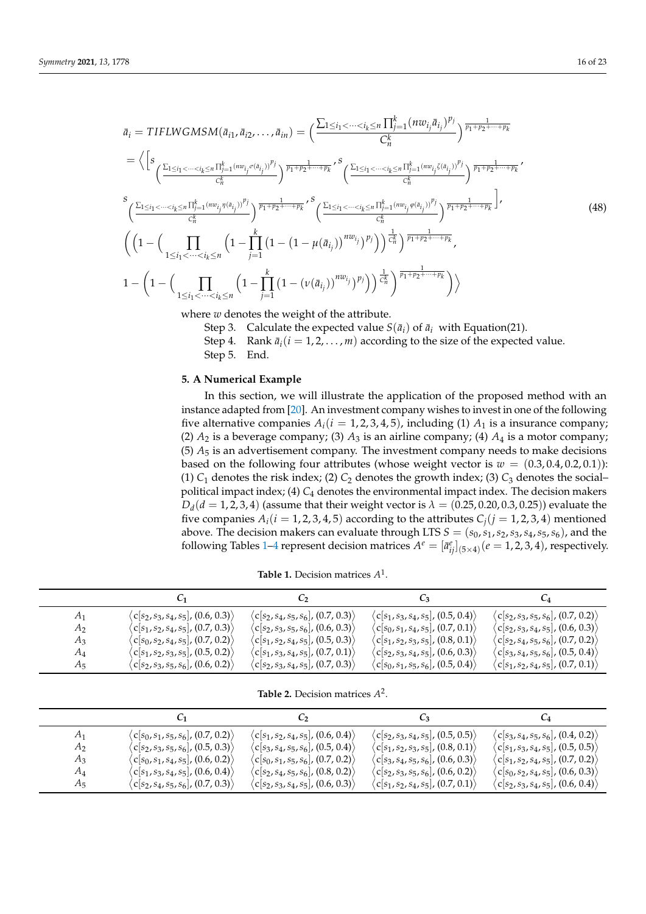$$
\begin{aligned}
\tilde{a}_i &= TIFLWGMSM(\tilde{a}_{i1}, \tilde{a}_{i2}, \ldots, \tilde{a}_{in}) = \left( \frac{\sum_{1 \le i_1 < \cdots < i_k \le n} \prod_{j=1}^{k} (nw_{i_j} \tilde{a}_{i_j})^{p_j}}{C_n^k} \right)^{\frac{1}{p_1+p_2+\cdots+p_k}} \\
&= \Bigg\langle \Bigg[ s_{\left( \frac{\sum_{1 \le i_1 < \cdots < i_k \le n} \prod_{j=1}^{k} (nw_{i_j} \sigma(\tilde{a}_{i_j}))^{p_j}}{C_n^k} \right)^{\frac{1}{p_1+p_2+\cdots+p_k}}}, s_{\left( \frac{\sum_{1 \le i_1 < \cdots < i_k \le n} \prod_{j=1}^{k} (nw_{i_j} \zeta(\tilde{a}_{i_j}))^{p_j}}{C_n^k} \right)^{\frac{1}{p_1+p_2+\cdots+p_k}}}, \\
& s_{\left( \frac{\sum_{1 \le i_1 < \cdots < i_k \le n} \prod_{j=1}^{k} (nw_{i_j} \eta(\tilde{a}_{i_j}))^{p_j}}{C_n^k} \right)^{\frac{1}{p_1+p_2+\cdots+p_k}}}, s_{\left( \frac{\sum_{1 \le i_1 < \cdots < i_k \le n} \prod_{j=1}^{k} (nw_{i_j} \varphi(\tilde{a}_{i_j}))^{p_j}}{C_n^k} \right)^{\frac{1}{p_1+p_2+\cdots+p_k}}} \Bigg], \\
& \Bigg( \Bigg( 1 - \Bigg( \prod_{1 \le i_1 < \cdots < i_k \le n} \Bigg( 1 - \prod_{j=1}^{k} \left( 1 - \left( 1 - \mu(\tilde{a}_{i_j}) \right)^{nw_{i_j}} \right)^{p_j} \Bigg) \Bigg)^{\frac{1}{C_n^k}} \Bigg)^{\frac{1}{p_1+p_2+\cdots+p_k}}, \\
& 1 - \Bigg( 1 - \Bigg( \prod_{1 \le i_1 < \cdots < i_k \le n} \Bigg( 1 - \prod_{j=1}^{k} \left( 1 - \left( \nu(\tilde{a}_{i_j}) \right)^{nw_{i_j}} \right)^{p_j} \Bigg) \Bigg)^{\frac{1}{C_n^k}} \Bigg)^{\frac{1}{p_1+p_2+\cdots+p_k}} \Bigg) \Bigg\rangle
\end{aligned}
\tag{48}
$$

where $w$ denotes the weight of the attribute.

Step 3. Calculate the expected value $S(\tilde{a}_i)$ of $\tilde{a}_i$ with Equation(21).

Step 4. Rank $\tilde{a}_i (i = 1, 2, \ldots, m)$ according to the size of the expected value.

Step 5. End.

## 5. A Numerical Example

In this section, we will illustrate the application of the proposed method with an instance adapted from [20]. An investment company wishes to invest in one of the following five alternative companies $A_i (i = 1, 2, 3, 4, 5)$, including (1) $A_1$ is a insurance company; (2) $A_2$ is a beverage company; (3) $A_3$ is an airline company; (4) $A_4$ is a motor company; (5) $A_5$ is an advertisement company. The investment company needs to make decisions based on the following four attributes (whose weight vector is $w = (0.3, 0.4, 0.2, 0.1)$): (1) $C_1$ denotes the risk index; (2) $C_2$ denotes the growth index; (3) $C_3$ denotes the social–political impact index; (4) $C_4$ denotes the environmental impact index. The decision makers $D_d (d = 1, 2, 3, 4)$ (assume that their weight vector is $\lambda = (0.25, 0.20, 0.3, 0.25)$) evaluate the five companies $A_i (i = 1, 2, 3, 4, 5)$ according to the attributes $C_j (j = 1, 2, 3, 4)$ mentioned above. The decision makers can evaluate through LTS $S = (s_0, s_1, s_2, s_3, s_4, s_5, s_6)$, and the following Tables 1–4 represent decision matrices $A^e = [\tilde{a}_{ij}^e]_{(5 \times 4)} (e = 1, 2, 3, 4)$, respectively.

**Table 1.** Decision matrices $A^1$.

| | $C_1$ | $C_2$ | $C_3$ | $C_4$ |
|---|---|---|---|---|
| $A_1$ | $\langle c[s_2, s_3, s_4, s_5], (0.6, 0.3) \rangle$ | $\langle c[s_2, s_4, s_5, s_6], (0.7, 0.3) \rangle$ | $\langle c[s_1, s_3, s_4, s_5], (0.5, 0.4) \rangle$ | $\langle c[s_2, s_3, s_5, s_6], (0.7, 0.2) \rangle$ |
| $A_2$ | $\langle c[s_1, s_2, s_4, s_5], (0.7, 0.3) \rangle$ | $\langle c[s_2, s_3, s_5, s_6], (0.6, 0.3) \rangle$ | $\langle c[s_0, s_1, s_4, s_5], (0.7, 0.1) \rangle$ | $\langle c[s_2, s_3, s_4, s_5], (0.6, 0.3) \rangle$ |
| $A_3$ | $\langle c[s_0, s_2, s_4, s_5], (0.7, 0.2) \rangle$ | $\langle c[s_1, s_2, s_4, s_5], (0.5, 0.3) \rangle$ | $\langle c[s_1, s_2, s_3, s_5], (0.8, 0.1) \rangle$ | $\langle c[s_2, s_4, s_5, s_6], (0.7, 0.2) \rangle$ |
| $A_4$ | $\langle c[s_1, s_2, s_3, s_5], (0.5, 0.2) \rangle$ | $\langle c[s_1, s_3, s_4, s_5], (0.7, 0.1) \rangle$ | $\langle c[s_2, s_3, s_4, s_5], (0.6, 0.3) \rangle$ | $\langle c[s_3, s_4, s_5, s_6], (0.5, 0.4) \rangle$ |
| $A_5$ | $\langle c[s_2, s_3, s_5, s_6], (0.6, 0.2) \rangle$ | $\langle c[s_2, s_3, s_4, s_5], (0.7, 0.3) \rangle$ | $\langle c[s_0, s_1, s_5, s_6], (0.5, 0.4) \rangle$ | $\langle c[s_1, s_2, s_4, s_5], (0.7, 0.1) \rangle$ |

**Table 2.** Decision matrices $A^2$.

| | $C_1$ | $C_2$ | $C_3$ | $C_4$ |
|---|---|---|---|---|
| $A_1$ | $\langle c[s_0, s_1, s_5, s_6], (0.7, 0.2) \rangle$ | $\langle c[s_1, s_2, s_4, s_5], (0.6, 0.4) \rangle$ | $\langle c[s_2, s_3, s_4, s_5], (0.5, 0.5) \rangle$ | $\langle c[s_3, s_4, s_5, s_6], (0.4, 0.2) \rangle$ |
| $A_2$ | $\langle c[s_2, s_3, s_5, s_6], (0.5, 0.3) \rangle$ | $\langle c[s_3, s_4, s_5, s_6], (0.5, 0.4) \rangle$ | $\langle c[s_1, s_2, s_3, s_5], (0.8, 0.1) \rangle$ | $\langle c[s_1, s_3, s_4, s_5], (0.5, 0.5) \rangle$ |
| $A_3$ | $\langle c[s_0, s_1, s_4, s_5], (0.6, 0.2) \rangle$ | $\langle c[s_0, s_1, s_5, s_6], (0.7, 0.2) \rangle$ | $\langle c[s_3, s_4, s_5, s_6], (0.6, 0.3) \rangle$ | $\langle c[s_1, s_2, s_4, s_5], (0.7, 0.2) \rangle$ |
| $A_4$ | $\langle c[s_1, s_3, s_4, s_5], (0.6, 0.4) \rangle$ | $\langle c[s_2, s_4, s_5, s_6], (0.8, 0.2) \rangle$ | $\langle c[s_2, s_3, s_5, s_6], (0.6, 0.2) \rangle$ | $\langle c[s_0, s_2, s_4, s_5], (0.6, 0.3) \rangle$ |
| $A_5$ | $\langle c[s_2, s_4, s_5, s_6], (0.7, 0.3) \rangle$ | $\langle c[s_2, s_3, s_4, s_5], (0.6, 0.3) \rangle$ | $\langle c[s_1, s_2, s_4, s_5], (0.7, 0.1) \rangle$ | $\langle c[s_2, s_3, s_4, s_5], (0.6, 0.4) \rangle$ |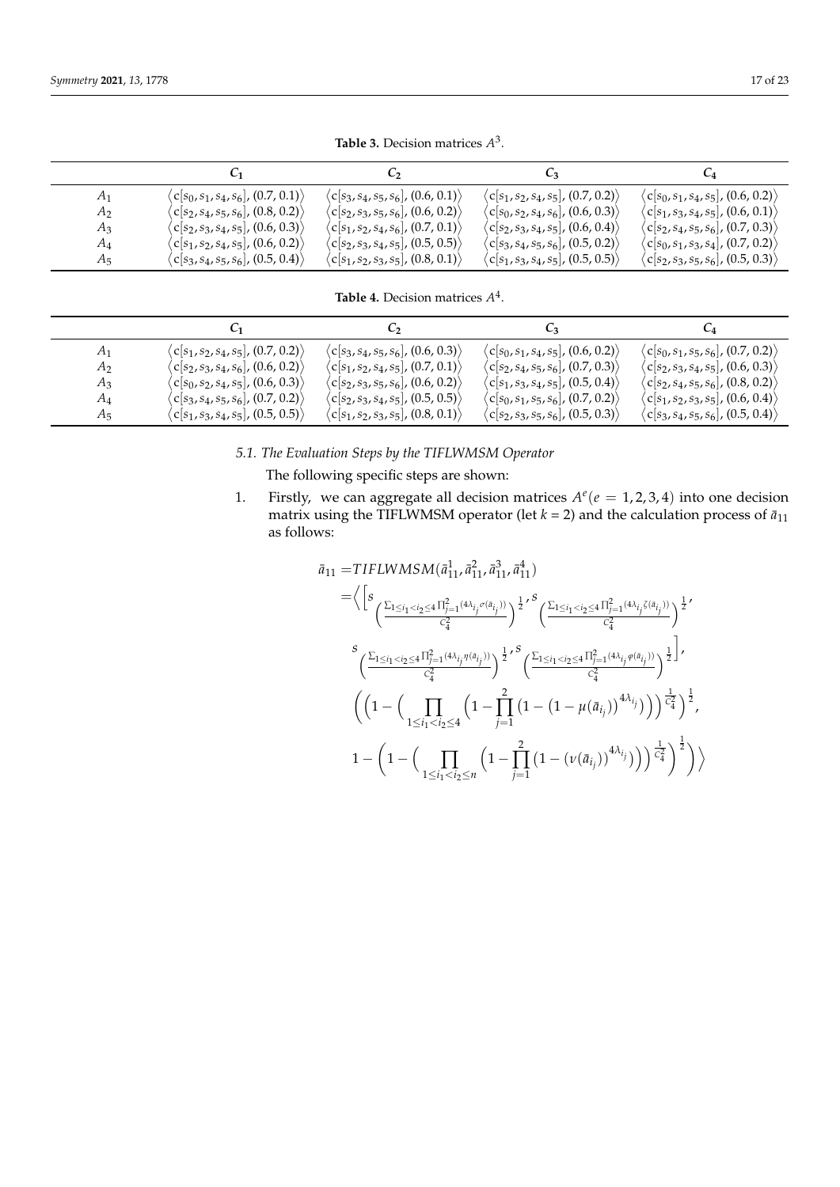**Table 3.** Decision matrices $A^3$.

| | $C_1$ | $C_2$ | $C_3$ | $C_4$ |
|---|---|---|---|---|
| $A_1$ | $\langle c[s_0, s_1, s_4, s_6], (0.7, 0.1)\rangle$ | $\langle c[s_3, s_4, s_5, s_6], (0.6, 0.1)\rangle$ | $\langle c[s_1, s_2, s_4, s_5], (0.7, 0.2)\rangle$ | $\langle c[s_0, s_1, s_4, s_5], (0.6, 0.2)\rangle$ |
| $A_2$ | $\langle c[s_2, s_4, s_5, s_6], (0.8, 0.2)\rangle$ | $\langle c[s_2, s_3, s_5, s_6], (0.6, 0.2)\rangle$ | $\langle c[s_0, s_2, s_4, s_6], (0.6, 0.3)\rangle$ | $\langle c[s_1, s_3, s_4, s_5], (0.6, 0.1)\rangle$ |
| $A_3$ | $\langle c[s_2, s_3, s_4, s_5], (0.6, 0.3)\rangle$ | $\langle c[s_1, s_2, s_4, s_6], (0.7, 0.1)\rangle$ | $\langle c[s_2, s_3, s_4, s_5], (0.6, 0.4)\rangle$ | $\langle c[s_2, s_4, s_5, s_6], (0.7, 0.3)\rangle$ |
| $A_4$ | $\langle c[s_1, s_2, s_4, s_5], (0.6, 0.2)\rangle$ | $\langle c[s_2, s_3, s_4, s_5], (0.5, 0.5)\rangle$ | $\langle c[s_3, s_4, s_5, s_6], (0.5, 0.2)\rangle$ | $\langle c[s_0, s_1, s_3, s_4], (0.7, 0.2)\rangle$ |
| $A_5$ | $\langle c[s_3, s_4, s_5, s_6], (0.5, 0.4)\rangle$ | $\langle c[s_1, s_2, s_3, s_5], (0.8, 0.1)\rangle$ | $\langle c[s_1, s_3, s_4, s_5], (0.5, 0.5)\rangle$ | $\langle c[s_2, s_3, s_5, s_6], (0.5, 0.3)\rangle$ |

**Table 4.** Decision matrices $A^4$.

| | $C_1$ | $C_2$ | $C_3$ | $C_4$ |
|---|---|---|---|---|
| $A_1$ | $\langle c[s_1, s_2, s_4, s_5], (0.7, 0.2)\rangle$ | $\langle c[s_3, s_4, s_5, s_6], (0.6, 0.3)\rangle$ | $\langle c[s_0, s_1, s_4, s_5], (0.6, 0.2)\rangle$ | $\langle c[s_0, s_1, s_5, s_6], (0.7, 0.2)\rangle$ |
| $A_2$ | $\langle c[s_2, s_3, s_4, s_6], (0.6, 0.2)\rangle$ | $\langle c[s_1, s_2, s_4, s_5], (0.7, 0.1)\rangle$ | $\langle c[s_2, s_4, s_5, s_6], (0.7, 0.3)\rangle$ | $\langle c[s_2, s_3, s_4, s_5], (0.6, 0.3)\rangle$ |
| $A_3$ | $\langle c[s_0, s_2, s_4, s_5], (0.6, 0.3)\rangle$ | $\langle c[s_2, s_3, s_5, s_6], (0.6, 0.2)\rangle$ | $\langle c[s_1, s_3, s_4, s_5], (0.5, 0.4)\rangle$ | $\langle c[s_2, s_4, s_5, s_6], (0.8, 0.2)\rangle$ |
| $A_4$ | $\langle c[s_3, s_4, s_5, s_6], (0.7, 0.2)\rangle$ | $\langle c[s_2, s_3, s_4, s_5], (0.5, 0.5)\rangle$ | $\langle c[s_0, s_1, s_5, s_6], (0.7, 0.2)\rangle$ | $\langle c[s_1, s_2, s_3, s_5], (0.6, 0.4)\rangle$ |
| $A_5$ | $\langle c[s_1, s_3, s_4, s_5], (0.5, 0.5)\rangle$ | $\langle c[s_1, s_2, s_3, s_5], (0.8, 0.1)\rangle$ | $\langle c[s_2, s_3, s_5, s_6], (0.5, 0.3)\rangle$ | $\langle c[s_3, s_4, s_5, s_6], (0.5, 0.4)\rangle$ |

### 5.1. The Evaluation Steps by the TIFLWMSM Operator

The following specific steps are shown:

1. Firstly, we can aggregate all decision matrices $A^e (e = 1, 2, 3, 4)$ into one decision matrix using the TIFLWMSM operator (let $k$ = 2) and the calculation process of $\tilde{a}_{11}$ as follows:

$$
\begin{aligned}
\tilde{a}_{11} =& TIFLWMSM(\tilde{a}_{11}^1, \tilde{a}_{11}^2, \tilde{a}_{11}^3, \tilde{a}_{11}^4) \\
=& \Big\langle \Big[ s_{\left(\frac{\sum_{1 \le i_1 < i_2 \le 4} \prod_{j=1}^{2} (4\lambda_{i_j} \sigma(\tilde{a}_{i_j}))}{C_4^2}\right)^{\frac{1}{2}}}, s_{\left(\frac{\sum_{1 \le i_1 < i_2 \le 4} \prod_{j=1}^{2} (4\lambda_{i_j} \zeta(\tilde{a}_{i_j}))}{C_4^2}\right)^{\frac{1}{2}}}, \\
& s_{\left(\frac{\sum_{1 \le i_1 < i_2 \le 4} \prod_{j=1}^{2} (4\lambda_{i_j} \eta(\tilde{a}_{i_j}))}{C_4^2}\right)^{\frac{1}{2}}}, s_{\left(\frac{\sum_{1 \le i_1 < i_2 \le 4} \prod_{j=1}^{2} (4\lambda_{i_j} \varphi(\tilde{a}_{i_j}))}{C_4^2}\right)^{\frac{1}{2}}} \Big], \\
& \left( \left( 1 - \Big( \prod_{1 \le i_1 < i_2 \le 4} \Big( 1 - \prod_{j=1}^{2} \big( 1 - \big(1 - \mu(\tilde{a}_{i_j})\big)^{4\lambda_{i_j}} \big) \Big) \Big)^{\frac{1}{C_4^2}} \right)^{\frac{1}{2}}, \right. \\
& \left. 1 - \left( 1 - \Big( \prod_{1 \le i_1 < i_2 \le n} \Big( 1 - \prod_{j=1}^{2} \big( 1 - \big(\nu(\tilde{a}_{i_j})\big)^{4\lambda_{i_j}} \big) \Big) \Big)^{\frac{1}{C_4^2}} \right)^{\frac{1}{2}} \right) \Big\rangle
\end{aligned}
$$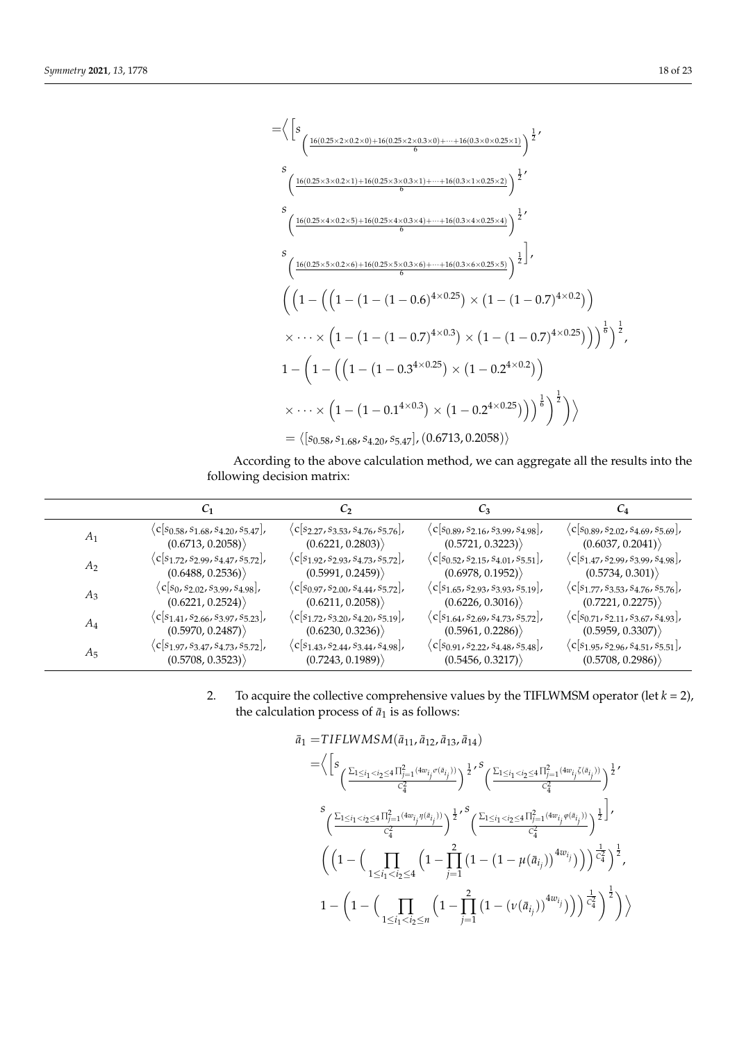$$
\begin{aligned}
=&\Big\langle \Big[ s_{\left(\frac{16(0.25\times 2\times 0.2\times 0)+16(0.25\times 2\times 0.3\times 0)+\cdots+16(0.3\times 0\times 0.25\times 1)}{6}\right)^{\frac{1}{2}}}, \\
& s_{\left(\frac{16(0.25\times 3\times 0.2\times 1)+16(0.25\times 3\times 0.3\times 1)+\cdots+16(0.3\times 1\times 0.25\times 2)}{6}\right)^{\frac{1}{2}}}, \\
& s_{\left(\frac{16(0.25\times 4\times 0.2\times 5)+16(0.25\times 4\times 0.3\times 4)+\cdots+16(0.3\times 4\times 0.25\times 4)}{6}\right)^{\frac{1}{2}}}, \\
& s_{\left(\frac{16(0.25\times 5\times 0.2\times 6)+16(0.25\times 5\times 0.3\times 6)+\cdots+16(0.3\times 6\times 0.25\times 5)}{6}\right)^{\frac{1}{2}}} \Big], \\
& \bigg( \Big( 1 - \Big( \Big( 1 - \big(1-(1-0.6)^{4\times 0.25}\big) \times \big(1-(1-0.7)^{4\times 0.2}\big) \Big) \\
& \times \cdots \times \Big( 1 - \big(1-(1-0.7)^{4\times 0.3}\big) \times \big(1-(1-0.7)^{4\times 0.25}\big) \Big) \Big)^{\frac{1}{6}} \Big)^{\frac{1}{2}}, \\
& 1 - \bigg( 1 - \Big( \Big( 1 - \big(1-0.3^{4\times 0.25}\big) \times \big(1-0.2^{4\times 0.2}\big) \Big) \\
& \times \cdots \times \Big( 1 - \big(1-0.1^{4\times 0.3}\big) \times \big(1-0.2^{4\times 0.25}\big) \Big) \Big)^{\frac{1}{6}} \bigg)^{\frac{1}{2}} \bigg) \Big\rangle \\
=& \langle [s_{0.58}, s_{1.68}, s_{4.20}, s_{5.47}], (0.6713, 0.2058) \rangle
\end{aligned}
$$

According to the above calculation method, we can aggregate all the results into the following decision matrix:

| | $C_1$ | $C_2$ | $C_3$ | $C_4$ |
|---|---|---|---|---|
| $A_1$ | $\langle c[s_{0.58}, s_{1.68}, s_{4.20}, s_{5.47}], (0.6713, 0.2058)\rangle$ | $\langle c[s_{2.27}, s_{3.53}, s_{4.76}, s_{5.76}], (0.6221, 0.2803)\rangle$ | $\langle c[s_{0.89}, s_{2.16}, s_{3.99}, s_{4.98}], (0.5721, 0.3223)\rangle$ | $\langle c[s_{0.89}, s_{2.02}, s_{4.69}, s_{5.69}], (0.6037, 0.2041)\rangle$ |
| $A_2$ | $\langle c[s_{1.72}, s_{2.99}, s_{4.47}, s_{5.72}], (0.6488, 0.2536)\rangle$ | $\langle c[s_{1.92}, s_{2.93}, s_{4.73}, s_{5.72}], (0.5991, 0.2459)\rangle$ | $\langle c[s_{0.52}, s_{2.15}, s_{4.01}, s_{5.51}], (0.6978, 0.1952)\rangle$ | $\langle c[s_{1.47}, s_{2.99}, s_{3.99}, s_{4.98}], (0.5734, 0.301)\rangle$ |
| $A_3$ | $\langle c[s_{0}, s_{2.02}, s_{3.99}, s_{4.98}], (0.6221, 0.2524)\rangle$ | $\langle c[s_{0.97}, s_{2.00}, s_{4.44}, s_{5.72}], (0.6211, 0.2058)\rangle$ | $\langle c[s_{1.65}, s_{2.93}, s_{3.93}, s_{5.19}], (0.6226, 0.3016)\rangle$ | $\langle c[s_{1.77}, s_{3.53}, s_{4.76}, s_{5.76}], (0.7221, 0.2275)\rangle$ |
| $A_4$ | $\langle c[s_{1.41}, s_{2.66}, s_{3.97}, s_{5.23}], (0.5970, 0.2487)\rangle$ | $\langle c[s_{1.72}, s_{3.20}, s_{4.20}, s_{5.19}], (0.6230, 0.3236)\rangle$ | $\langle c[s_{1.64}, s_{2.69}, s_{4.73}, s_{5.72}], (0.5961, 0.2286)\rangle$ | $\langle c[s_{0.71}, s_{2.11}, s_{3.67}, s_{4.93}], (0.5959, 0.3307)\rangle$ |
| $A_5$ | $\langle c[s_{1.97}, s_{3.47}, s_{4.73}, s_{5.72}], (0.5708, 0.3523)\rangle$ | $\langle c[s_{1.43}, s_{2.44}, s_{3.44}, s_{4.98}], (0.7243, 0.1989)\rangle$ | $\langle c[s_{0.91}, s_{2.22}, s_{4.48}, s_{5.48}], (0.5456, 0.3217)\rangle$ | $\langle c[s_{1.95}, s_{2.96}, s_{4.51}, s_{5.51}], (0.5708, 0.2986)\rangle$ |

2. To acquire the collective comprehensive values by the TIFLWMSM operator (let $k = 2$), the calculation process of $\bar{a}_1$ is as follows:

$$
\begin{aligned}
\bar{a}_1 =& TIFLWMSM(\bar{a}_{11}, \bar{a}_{12}, \bar{a}_{13}, \bar{a}_{14}) \\
=&\Big\langle \Big[ s_{\left(\frac{\sum_{1\le i_1<i_2\le 4}\prod_{j=1}^{2}(4w_{i_j}\sigma(\bar{a}_{i_j}))}{C_4^2}\right)^{\frac{1}{2}}}, s_{\left(\frac{\sum_{1\le i_1<i_2\le 4}\prod_{j=1}^{2}(4w_{i_j}\zeta(\bar{a}_{i_j}))}{C_4^2}\right)^{\frac{1}{2}}}, \\
& s_{\left(\frac{\sum_{1\le i_1<i_2\le 4}\prod_{j=1}^{2}(4w_{i_j}\eta(\bar{a}_{i_j}))}{C_4^2}\right)^{\frac{1}{2}}}, s_{\left(\frac{\sum_{1\le i_1<i_2\le 4}\prod_{j=1}^{2}(4w_{i_j}\varphi(\bar{a}_{i_j}))}{C_4^2}\right)^{\frac{1}{2}}} \Big], \\
& \bigg( \bigg( 1 - \Big( \prod_{1\le i_1<i_2\le 4} \Big( 1 - \prod_{j=1}^{2} \big(1 - \big(1-\mu(\bar{a}_{i_j})\big)^{4w_{i_j}}\big) \Big) \Big)^{\frac{1}{C_4^2}} \bigg)^{\frac{1}{2}}, \\
& 1 - \bigg( 1 - \Big( \prod_{1\le i_1<i_2\le n} \Big( 1 - \prod_{j=1}^{2} \big(1 - \big(\nu(\bar{a}_{i_j})\big)^{4w_{i_j}}\big) \Big) \Big)^{\frac{1}{C_4^2}} \bigg)^{\frac{1}{2}} \bigg) \Big\rangle
\end{aligned}
$$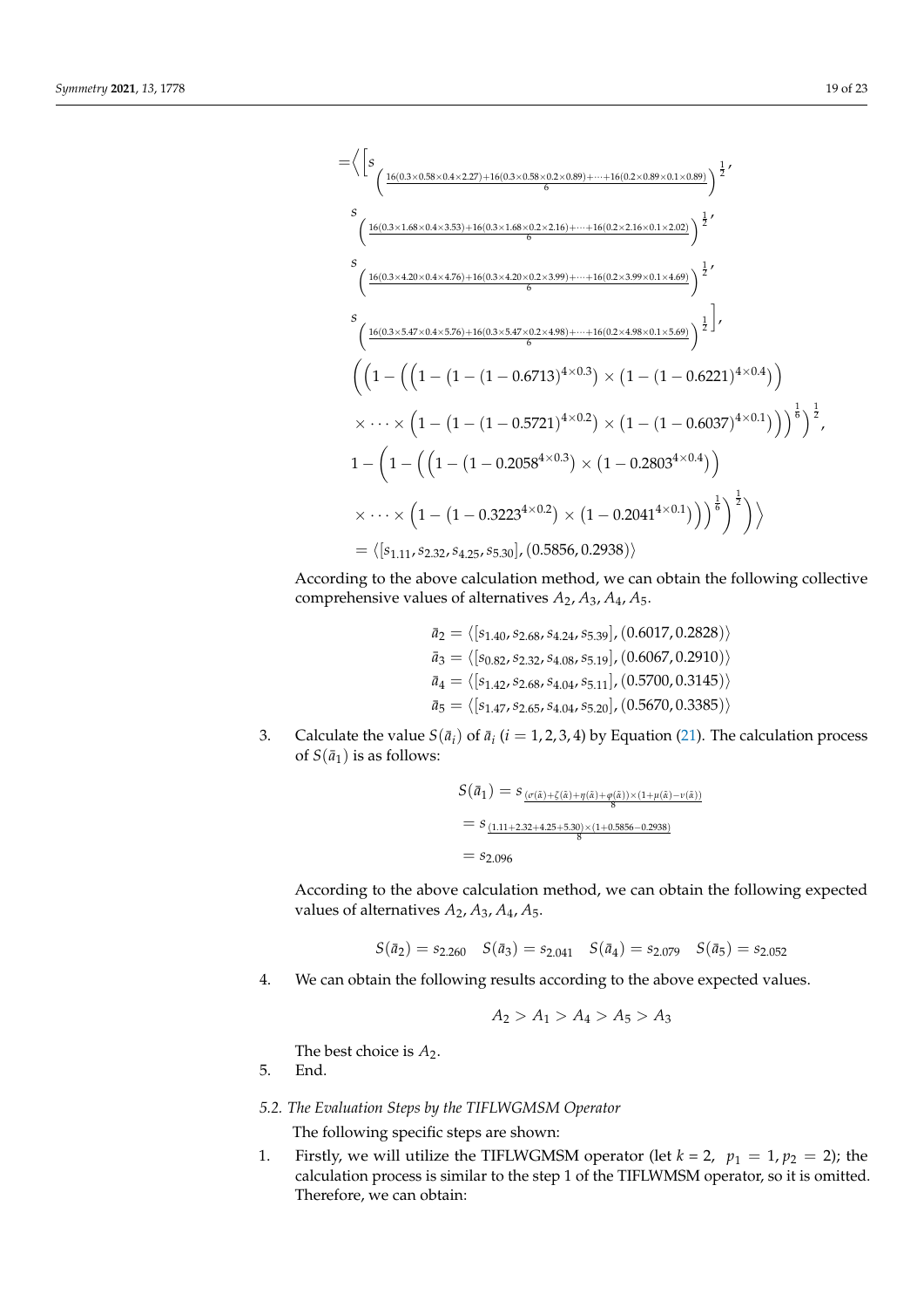$$
\begin{aligned}
=&\Big\langle \Big[ s_{\left(\frac{16(0.3\times0.58\times0.4\times2.27)+16(0.3\times0.58\times0.2\times0.89)+\cdots+16(0.2\times0.89\times0.1\times0.89)}{6}\right)^{\frac{1}{2}}}, \\
& s_{\left(\frac{16(0.3\times1.68\times0.4\times3.53)+16(0.3\times1.68\times0.2\times2.16)+\cdots+16(0.2\times2.16\times0.1\times2.02)}{6}\right)^{\frac{1}{2}}}, \\
& s_{\left(\frac{16(0.3\times4.20\times0.4\times4.76)+16(0.3\times4.20\times0.2\times3.99)+\cdots+16(0.2\times3.99\times0.1\times4.69)}{6}\right)^{\frac{1}{2}}}, \\
& s_{\left(\frac{16(0.3\times5.47\times0.4\times5.76)+16(0.3\times5.47\times0.2\times4.98)+\cdots+16(0.2\times4.98\times0.1\times5.69)}{6}\right)^{\frac{1}{2}}} \Big], \\
& \Bigg( \bigg( 1 - \Big( \Big( 1 - (1-(1-0.6713)^{4\times0.3}) \times (1-(1-0.6221)^{4\times0.4}) \Big) \\
& \times \cdots \times \Big( 1 - (1-(1-0.5721)^{4\times0.2}) \times (1-(1-0.6037)^{4\times0.1}) \Big) \Big)^{\frac{1}{6}} \bigg)^{\frac{1}{2}}, \\
& 1 - \bigg( 1 - \Big( \Big( 1 - (1-0.2058^{4\times0.3}) \times (1-0.2803^{4\times0.4}) \Big) \\
& \times \cdots \times \Big( 1 - (1-0.3223^{4\times0.2}) \times (1-0.2041^{4\times0.1}) \Big) \Big)^{\frac{1}{6}} \bigg)^{\frac{1}{2}} \Bigg) \Big\rangle \\
=& \langle [s_{1.11}, s_{2.32}, s_{4.25}, s_{5.30}], (0.5856, 0.2938) \rangle
\end{aligned}
$$

According to the above calculation method, we can obtain the following collective comprehensive values of alternatives $A_2, A_3, A_4, A_5$.

$$
\begin{aligned}
\bar{a}_2 &= \langle [s_{1.40}, s_{2.68}, s_{4.24}, s_{5.39}], (0.6017, 0.2828) \rangle \\
\bar{a}_3 &= \langle [s_{0.82}, s_{2.32}, s_{4.08}, s_{5.19}], (0.6067, 0.2910) \rangle \\
\bar{a}_4 &= \langle [s_{1.42}, s_{2.68}, s_{4.04}, s_{5.11}], (0.5700, 0.3145) \rangle \\
\bar{a}_5 &= \langle [s_{1.47}, s_{2.65}, s_{4.04}, s_{5.20}], (0.5670, 0.3385) \rangle
\end{aligned}
$$

3. Calculate the value $S(\bar{a}_i)$ of $\bar{a}_i$ $(i = 1, 2, 3, 4)$ by Equation (21). The calculation process of $S(\bar{a}_1)$ is as follows:

$$
\begin{aligned}
S(\bar{a}_1) &= s_{\frac{(\sigma(\tilde{\alpha})+\zeta(\tilde{\alpha})+\eta(\tilde{\alpha})+\varphi(\tilde{\alpha}))\times(1+\mu(\tilde{\alpha})-\nu(\tilde{\alpha}))}{8}} \\
&= s_{\frac{(1.11+2.32+4.25+5.30)\times(1+0.5856-0.2938)}{8}} \\
&= s_{2.096}
\end{aligned}
$$

According to the above calculation method, we can obtain the following expected values of alternatives $A_2, A_3, A_4, A_5$.

$$
S(\bar{a}_2) = s_{2.260} \quad S(\bar{a}_3) = s_{2.041} \quad S(\bar{a}_4) = s_{2.079} \quad S(\bar{a}_5) = s_{2.052}
$$

4. We can obtain the following results according to the above expected values.

$$
A_2 > A_1 > A_4 > A_5 > A_3
$$

The best choice is $A_2$.

5. End.

### 5.2. The Evaluation Steps by the TIFLWGMSM Operator

The following specific steps are shown:

1. Firstly, we will utilize the TIFLWGMSM operator (let $k = 2$, $p_1 = 1, p_2 = 2$); the calculation process is similar to the step 1 of the TIFLWMSM operator, so it is omitted. Therefore, we can obtain: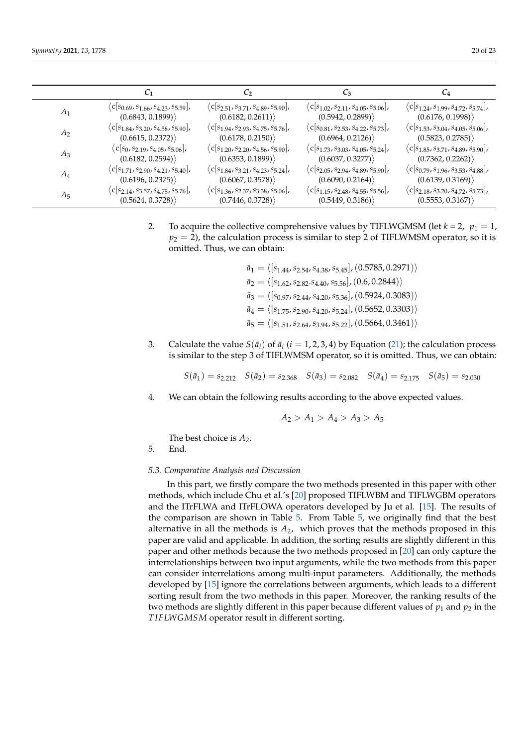|  | $C_1$ | $C_2$ | $C_3$ | $C_4$ |
|---|---|---|---|---|
| $A_1$ | $\langle c[s_{0.69}, s_{1.66}, s_{4.23}, s_{5.59}],$ $(0.6843, 0.1899)\rangle$ | $\langle c[s_{2.51}, s_{3.71}, s_{4.89}, s_{5.90}],$ $(0.6182, 0.2611)\rangle$ | $\langle c[s_{1.02}, s_{2.11}, s_{4.05}, s_{5.06}],$ $(0.5942, 0.2899)\rangle$ | $\langle c[s_{1.24}, s_{1.99}, s_{4.72}, s_{5.74}],$ $(0.6176, 0.1998)\rangle$ |
| $A_2$ | $\langle c[s_{1.84}, s_{3.20}, s_{4.58}, s_{5.90}],$ $(0.6615, 0.2372)\rangle$ | $\langle c[s_{1.94}, s_{2.93}, s_{4.75}, s_{5.76}],$ $(0.6178, 0.2150)\rangle$ | $\langle c[s_{0.81}, s_{2.53}, s_{4.22}, s_{5.73}],$ $(0.6964, 0.2126)\rangle$ | $\langle c[s_{1.53}, s_{3.04}, s_{4.05}, s_{5.06}],$ $(0.5823, 0.2785)\rangle$ |
| $A_3$ | $\langle c[s_{0}, s_{2.19}, s_{4.05}, s_{5.06}],$ $(0.6182, 0.2594)\rangle$ | $\langle c[s_{1.20}, s_{2.20}, s_{4.56}, s_{5.90}],$ $(0.6353, 0.1899)\rangle$ | $\langle c[s_{1.73}, s_{3.03}, s_{4.05}, s_{5.24}],$ $(0.6037, 0.3277)\rangle$ | $\langle c[s_{1.85}, s_{3.71}, s_{4.89}, s_{5.90}],$ $(0.7362, 0.2262)\rangle$ |
| $A_4$ | $\langle c[s_{1.71}, s_{2.90}, s_{4.21}, s_{5.40}],$ $(0.6196, 0.2375)\rangle$ | $\langle c[s_{1.84}, s_{3.21}, s_{4.23}, s_{5.24}],$ $(0.6067, 0.3578)\rangle$ | $\langle c[s_{2.05}, s_{2.94}, s_{4.89}, s_{5.90}],$ $(0.6090, 0.2164)\rangle$ | $\langle c[s_{0.79}, s_{1.96}, s_{3.53}, s_{4.88}],$ $(0.6139, 0.3169)\rangle$ |
| $A_5$ | $\langle c[s_{2.14}, s_{3.57}, s_{4.75}, s_{5.76}],$ $(0.5624, 0.3728)\rangle$ | $\langle c[s_{1.36}, s_{2.37}, s_{3.38}, s_{5.06}],$ $(0.7446, 0.3728)\rangle$ | $\langle c[s_{1.15}, s_{2.48}, s_{4.55}, s_{5.56}],$ $(0.5449, 0.3186)\rangle$ | $\langle c[s_{2.18}, s_{3.20}, s_{4.72}, s_{5.73}],$ $(0.5553, 0.3167)\rangle$ |

2. To acquire the collective comprehensive values by TIFLWGMSM (let $k = 2$, $p_1 = 1$, $p_2 = 2$), the calculation process is similar to step 2 of TIFLWMSM operator, so it is omitted. Thus, we can obtain:

$$\bar{a}_1 = \langle [s_{1.44}, s_{2.54}, s_{4.38}, s_{5.45}], (0.5785, 0.2971)\rangle$$
$$\bar{a}_2 = \langle [s_{1.62}, s_{2.82}.s_{4.40}, s_{5.56}], (0.6, 0.2844)\rangle$$
$$\bar{a}_3 = \langle [s_{0.97}, s_{2.44}, s_{4.20}, s_{5.36}], (0.5924, 0.3083)\rangle$$
$$\bar{a}_4 = \langle [s_{1.75}, s_{2.90}, s_{4.20}, s_{5.24}], (0.5652, 0.3303)\rangle$$
$$\bar{a}_5 = \langle [s_{1.51}, s_{2.64}, s_{3.94}, s_{5.22}], (0.5664, 0.3461)\rangle$$

3. Calculate the value $S(\bar{a}_i)$ of $\bar{a}_i$ $(i = 1, 2, 3, 4)$ by Equation (21); the calculation process is similar to the step 3 of TIFLWMSM operator, so it is omitted. Thus, we can obtain:

$$S(\bar{a}_1) = s_{2.212} \quad S(\bar{a}_2) = s_{2.368} \quad S(\bar{a}_3) = s_{2.082} \quad S(\bar{a}_4) = s_{2.175} \quad S(\bar{a}_5) = s_{2.030}$$

4. We can obtain the following results according to the above expected values.

$$A_2 > A_1 > A_4 > A_3 > A_5$$

The best choice is $A_2$.

5. End.

### 5.3. Comparative Analysis and Discussion

In this part, we firstly compare the two methods presented in this paper with other methods, which include Chu et al.'s [20] proposed TIFLWBM and TIFLWGBM operators and the ITrFLWA and ITrFLOWA operators developed by Ju et al. [15]. The results of the comparison are shown in Table 5. From Table 5, we originally find that the best alternative in all the methods is $A_2$, which proves that the methods proposed in this paper are valid and applicable. In addition, the sorting results are slightly different in this paper and other methods because the two methods proposed in [20] can only capture the interrelationships between two input arguments, while the two methods from this paper can consider interrelations among multi-input parameters. Additionally, the methods developed by [15] ignore the correlations between arguments, which leads to a different sorting result from the two methods in this paper. Moreover, the ranking results of the two methods are slightly different in this paper because different values of $p_1$ and $p_2$ in the $TIFLWGMSM$ operator result in different sorting.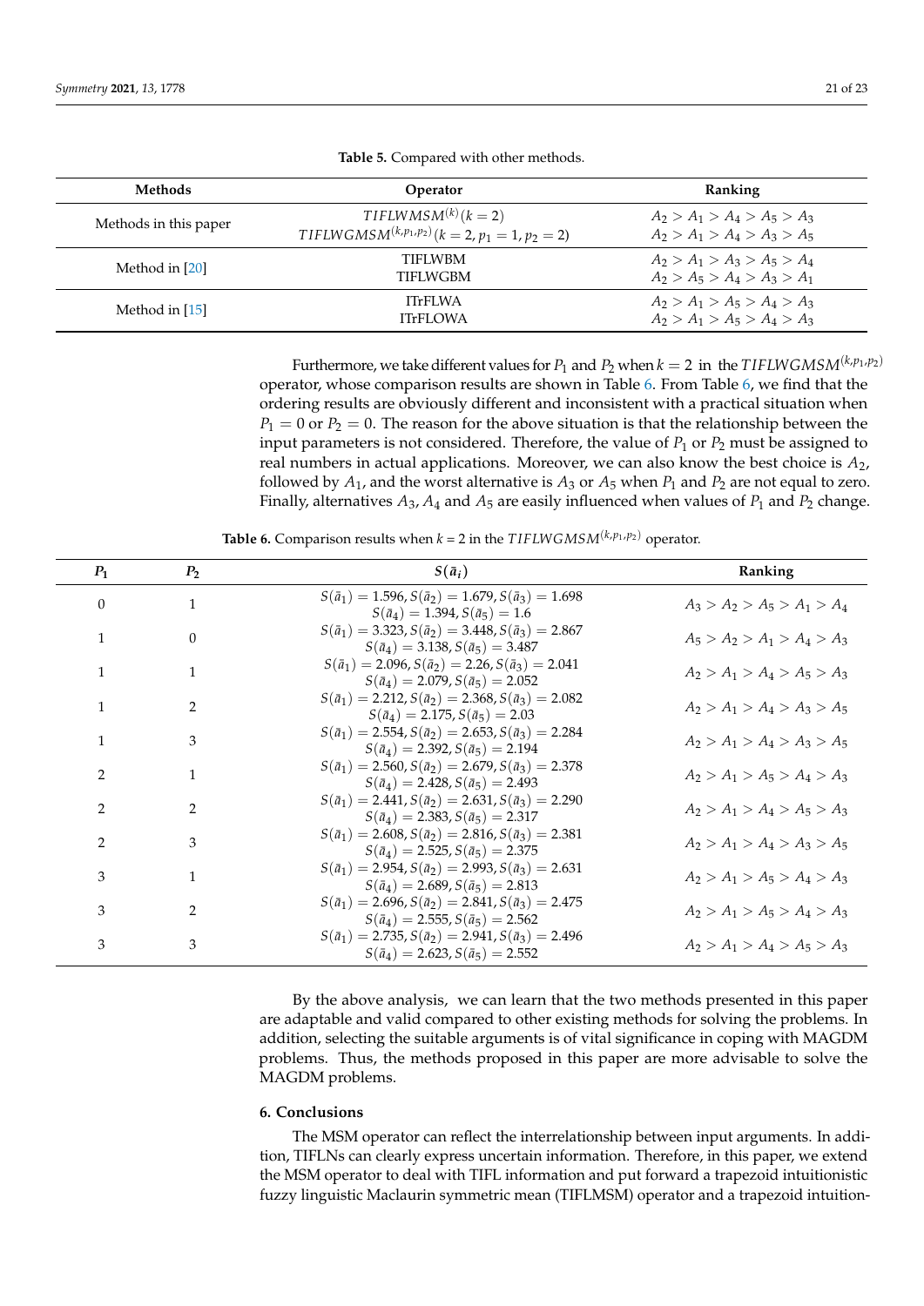**Table 5.** Compared with other methods.

| Methods | Operator | Ranking |
|---|---|---|
| Methods in this paper | $TIFLWMSM^{(k)}(k=2)$ | $A_2 > A_1 > A_4 > A_5 > A_3$ |
| | $TIFLWGMSM^{(k,p_1,p_2)}(k=2, p_1=1, p_2=2)$ | $A_2 > A_1 > A_4 > A_3 > A_5$ |
| Method in [20] | TIFLWBM | $A_2 > A_1 > A_3 > A_5 > A_4$ |
| | TIFLWGBM | $A_2 > A_5 > A_4 > A_3 > A_1$ |
| Method in [15] | ITrFLWA | $A_2 > A_1 > A_5 > A_4 > A_3$ |
| | ITrFLOWA | $A_2 > A_1 > A_5 > A_4 > A_3$ |

Furthermore, we take different values for $P_1$ and $P_2$ when $k = 2$ in the $TIFLWGMSM^{(k,p_1,p_2)}$ operator, whose comparison results are shown in Table 6. From Table 6, we find that the ordering results are obviously different and inconsistent with a practical situation when $P_1 = 0$ or $P_2 = 0$. The reason for the above situation is that the relationship between the input parameters is not considered. Therefore, the value of $P_1$ or $P_2$ must be assigned to real numbers in actual applications. Moreover, we can also know the best choice is $A_2$, followed by $A_1$, and the worst alternative is $A_3$ or $A_5$ when $P_1$ and $P_2$ are not equal to zero. Finally, alternatives $A_3$, $A_4$ and $A_5$ are easily influenced when values of $P_1$ and $P_2$ change.

**Table 6.** Comparison results when $k = 2$ in the $TIFLWGMSM^{(k,p_1,p_2)}$ operator.

| $P_1$ | $P_2$ | $S(\tilde{a}_i)$ | Ranking |
|---|---|---|---|
| 0 | 1 | $S(\tilde{a}_1) = 1.596, S(\tilde{a}_2) = 1.679, S(\tilde{a}_3) = 1.698$ $S(\tilde{a}_4) = 1.394, S(\tilde{a}_5) = 1.6$ | $A_3 > A_2 > A_5 > A_1 > A_4$ |
| 1 | 0 | $S(\tilde{a}_1) = 3.323, S(\tilde{a}_2) = 3.448, S(\tilde{a}_3) = 2.867$ $S(\tilde{a}_4) = 3.138, S(\tilde{a}_5) = 3.487$ | $A_5 > A_2 > A_1 > A_4 > A_3$ |
| 1 | 1 | $S(\tilde{a}_1) = 2.096, S(\tilde{a}_2) = 2.26, S(\tilde{a}_3) = 2.041$ $S(\tilde{a}_4) = 2.079, S(\tilde{a}_5) = 2.052$ | $A_2 > A_1 > A_4 > A_5 > A_3$ |
| 1 | 2 | $S(\tilde{a}_1) = 2.212, S(\tilde{a}_2) = 2.368, S(\tilde{a}_3) = 2.082$ $S(\tilde{a}_4) = 2.175, S(\tilde{a}_5) = 2.03$ | $A_2 > A_1 > A_4 > A_3 > A_5$ |
| 1 | 3 | $S(\tilde{a}_1) = 2.554, S(\tilde{a}_2) = 2.653, S(\tilde{a}_3) = 2.284$ $S(\tilde{a}_4) = 2.392, S(\tilde{a}_5) = 2.194$ | $A_2 > A_1 > A_4 > A_3 > A_5$ |
| 2 | 1 | $S(\tilde{a}_1) = 2.560, S(\tilde{a}_2) = 2.679, S(\tilde{a}_3) = 2.378$ $S(\tilde{a}_4) = 2.428, S(\tilde{a}_5) = 2.493$ | $A_2 > A_1 > A_5 > A_4 > A_3$ |
| 2 | 2 | $S(\tilde{a}_1) = 2.441, S(\tilde{a}_2) = 2.631, S(\tilde{a}_3) = 2.290$ $S(\tilde{a}_4) = 2.383, S(\tilde{a}_5) = 2.317$ | $A_2 > A_1 > A_4 > A_5 > A_3$ |
| 2 | 3 | $S(\tilde{a}_1) = 2.608, S(\tilde{a}_2) = 2.816, S(\tilde{a}_3) = 2.381$ $S(\tilde{a}_4) = 2.525, S(\tilde{a}_5) = 2.375$ | $A_2 > A_1 > A_4 > A_3 > A_5$ |
| 3 | 1 | $S(\tilde{a}_1) = 2.954, S(\tilde{a}_2) = 2.993, S(\tilde{a}_3) = 2.631$ $S(\tilde{a}_4) = 2.689, S(\tilde{a}_5) = 2.813$ | $A_2 > A_1 > A_5 > A_4 > A_3$ |
| 3 | 2 | $S(\tilde{a}_1) = 2.696, S(\tilde{a}_2) = 2.841, S(\tilde{a}_3) = 2.475$ $S(\tilde{a}_4) = 2.555, S(\tilde{a}_5) = 2.562$ | $A_2 > A_1 > A_5 > A_4 > A_3$ |
| 3 | 3 | $S(\tilde{a}_1) = 2.735, S(\tilde{a}_2) = 2.941, S(\tilde{a}_3) = 2.496$ $S(\tilde{a}_4) = 2.623, S(\tilde{a}_5) = 2.552$ | $A_2 > A_1 > A_4 > A_5 > A_3$ |

By the above analysis, we can learn that the two methods presented in this paper are adaptable and valid compared to other existing methods for solving the problems. In addition, selecting the suitable arguments is of vital significance in coping with MAGDM problems. Thus, the methods proposed in this paper are more advisable to solve the MAGDM problems.

## 6. Conclusions

The MSM operator can reflect the interrelationship between input arguments. In addition, TIFLNs can clearly express uncertain information. Therefore, in this paper, we extend the MSM operator to deal with TIFL information and put forward a trapezoid intuitionistic fuzzy linguistic Maclaurin symmetric mean (TIFLMSM) operator and a trapezoid intuition-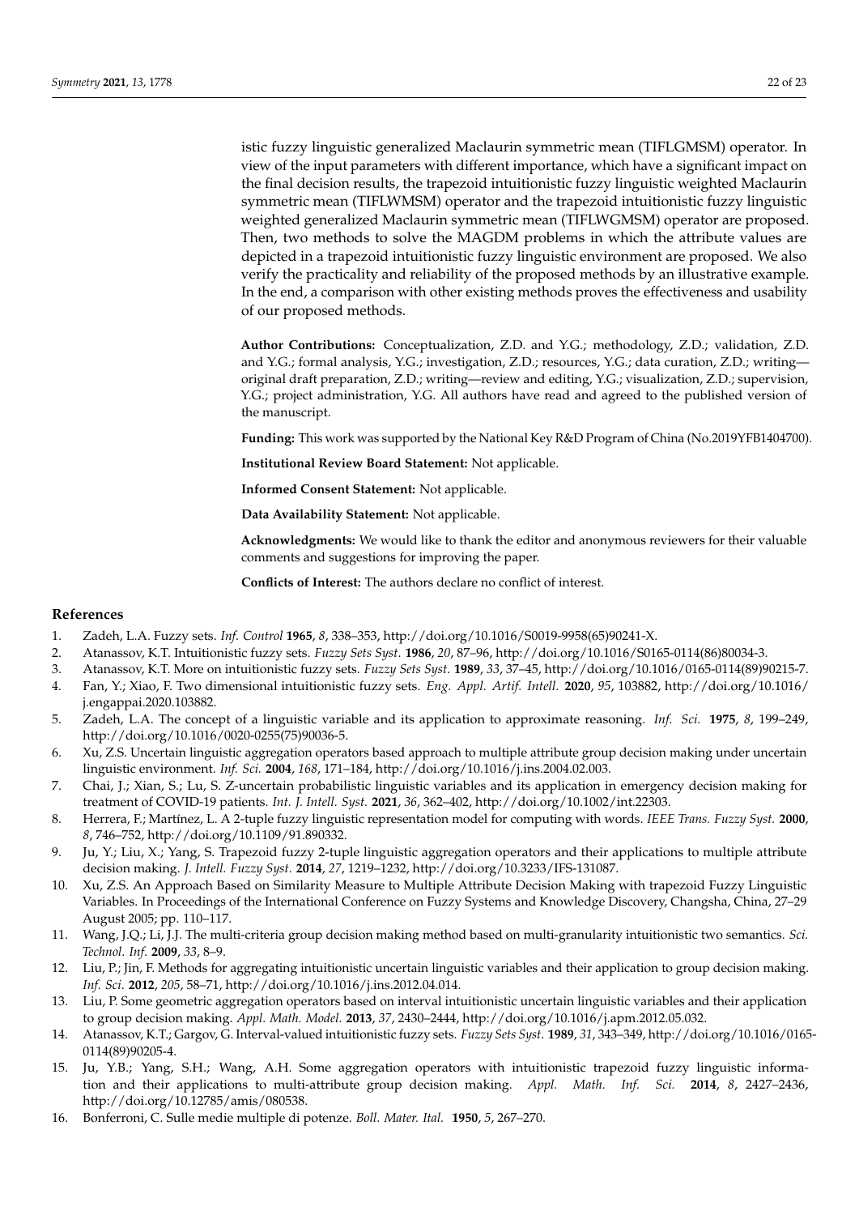istic fuzzy linguistic generalized Maclaurin symmetric mean (TIFLGMSM) operator. In view of the input parameters with different importance, which have a significant impact on the final decision results, the trapezoid intuitionistic fuzzy linguistic weighted Maclaurin symmetric mean (TIFLWMSM) operator and the trapezoid intuitionistic fuzzy linguistic weighted generalized Maclaurin symmetric mean (TIFLWGMSM) operator are proposed. Then, two methods to solve the MAGDM problems in which the attribute values are depicted in a trapezoid intuitionistic fuzzy linguistic environment are proposed. We also verify the practicality and reliability of the proposed methods by an illustrative example. In the end, a comparison with other existing methods proves the effectiveness and usability of our proposed methods.

**Author Contributions:** Conceptualization, Z.D. and Y.G.; methodology, Z.D.; validation, Z.D. and Y.G.; formal analysis, Y.G.; investigation, Z.D.; resources, Y.G.; data curation, Z.D.; writing—original draft preparation, Z.D.; writing—review and editing, Y.G.; visualization, Z.D.; supervision, Y.G.; project administration, Y.G. All authors have read and agreed to the published version of the manuscript.

**Funding:** This work was supported by the National Key R&D Program of China (No.2019YFB1404700).

**Institutional Review Board Statement:** Not applicable.

**Informed Consent Statement:** Not applicable.

**Data Availability Statement:** Not applicable.

**Acknowledgments:** We would like to thank the editor and anonymous reviewers for their valuable comments and suggestions for improving the paper.

**Conflicts of Interest:** The authors declare no conflict of interest.

## References

1. Zadeh, L.A. Fuzzy sets. *Inf. Control* **1965**, *8*, 338–353, http://doi.org/10.1016/S0019-9958(65)90241-X.
2. Atanassov, K.T. Intuitionistic fuzzy sets. *Fuzzy Sets Syst.* **1986**, *20*, 87–96, http://doi.org/10.1016/S0165-0114(86)80034-3.
3. Atanassov, K.T. More on intuitionistic fuzzy sets. *Fuzzy Sets Syst.* **1989**, *33*, 37–45, http://doi.org/10.1016/0165-0114(89)90215-7.
4. Fan, Y.; Xiao, F. Two dimensional intuitionistic fuzzy sets. *Eng. Appl. Artif. Intell.* **2020**, *95*, 103882, http://doi.org/10.1016/j.engappai.2020.103882.
5. Zadeh, L.A. The concept of a linguistic variable and its application to approximate reasoning. *Inf. Sci.* **1975**, *8*, 199–249, http://doi.org/10.1016/0020-0255(75)90036-5.
6. Xu, Z.S. Uncertain linguistic aggregation operators based approach to multiple attribute group decision making under uncertain linguistic environment. *Inf. Sci.* **2004**, *168*, 171–184, http://doi.org/10.1016/j.ins.2004.02.003.
7. Chai, J.; Xian, S.; Lu, S. Z-uncertain probabilistic linguistic variables and its application in emergency decision making for treatment of COVID-19 patients. *Int. J. Intell. Syst.* **2021**, *36*, 362–402, http://doi.org/10.1002/int.22303.
8. Herrera, F.; Martínez, L. A 2-tuple fuzzy linguistic representation model for computing with words. *IEEE Trans. Fuzzy Syst.* **2000**, *8*, 746–752, http://doi.org/10.1109/91.890332.
9. Ju, Y.; Liu, X.; Yang, S. Trapezoid fuzzy 2-tuple linguistic aggregation operators and their applications to multiple attribute decision making. *J. Intell. Fuzzy Syst.* **2014**, *27*, 1219–1232, http://doi.org/10.3233/IFS-131087.
10. Xu, Z.S. An Approach Based on Similarity Measure to Multiple Attribute Decision Making with trapezoid Fuzzy Linguistic Variables. In Proceedings of the International Conference on Fuzzy Systems and Knowledge Discovery, Changsha, China, 27–29 August 2005; pp. 110–117.
11. Wang, J.Q.; Li, J.J. The multi-criteria group decision making method based on multi-granularity intuitionistic two semantics. *Sci. Technol. Inf.* **2009**, *33*, 8–9.
12. Liu, P.; Jin, F. Methods for aggregating intuitionistic uncertain linguistic variables and their application to group decision making. *Inf. Sci.* **2012**, *205*, 58–71, http://doi.org/10.1016/j.ins.2012.04.014.
13. Liu, P. Some geometric aggregation operators based on interval intuitionistic uncertain linguistic variables and their application to group decision making. *Appl. Math. Model.* **2013**, *37*, 2430–2444, http://doi.org/10.1016/j.apm.2012.05.032.
14. Atanassov, K.T.; Gargov, G. Interval-valued intuitionistic fuzzy sets. *Fuzzy Sets Syst.* **1989**, *31*, 343–349, http://doi.org/10.1016/0165-0114(89)90205-4.
15. Ju, Y.B.; Yang, S.H.; Wang, A.H. Some aggregation operators with intuitionistic trapezoid fuzzy linguistic information and their applications to multi-attribute group decision making. *Appl. Math. Inf. Sci.* **2014**, *8*, 2427–2436, http://doi.org/10.12785/amis/080538.
16. Bonferroni, C. Sulle medie multiple di potenze. *Boll. Mater. Ital.* **1950**, *5*, 267–270.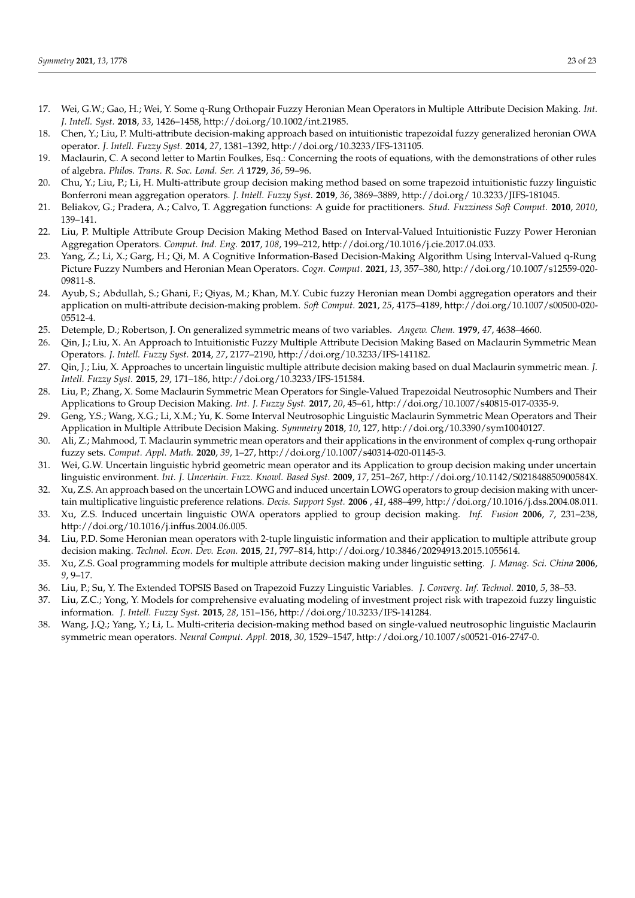17. Wei, G.W.; Gao, H.; Wei, Y. Some q-Rung Orthopair Fuzzy Heronian Mean Operators in Multiple Attribute Decision Making. *Int. J. Intell. Syst.* **2018**, *33*, 1426–1458, http://doi.org/10.1002/int.21985.
18. Chen, Y.; Liu, P. Multi-attribute decision-making approach based on intuitionistic trapezoidal fuzzy generalized heronian OWA operator. *J. Intell. Fuzzy Syst.* **2014**, *27*, 1381–1392, http://doi.org/10.3233/IFS-131105.
19. Maclaurin, C. A second letter to Martin Foulkes, Esq.: Concerning the roots of equations, with the demonstrations of other rules of algebra. *Philos. Trans. R. Soc. Lond. Ser. A* **1729**, *36*, 59–96.
20. Chu, Y.; Liu, P.; Li, H. Multi-attribute group decision making method based on some trapezoid intuitionistic fuzzy linguistic Bonferroni mean aggregation operators. *J. Intell. Fuzzy Syst*. **2019**, *36*, 3869–3889, http://doi.org/ 10.3233/JIFS-181045.
21. Beliakov, G.; Pradera, A.; Calvo, T. Aggregation functions: A guide for practitioners. *Stud. Fuzziness Soft Comput.* **2010**, *2010*, 139–141.
22. Liu, P. Multiple Attribute Group Decision Making Method Based on Interval-Valued Intuitionistic Fuzzy Power Heronian Aggregation Operators. *Comput. Ind. Eng.* **2017**, *108*, 199–212, http://doi.org/10.1016/j.cie.2017.04.033.
23. Yang, Z.; Li, X.; Garg, H.; Qi, M. A Cognitive Information-Based Decision-Making Algorithm Using Interval-Valued q-Rung Picture Fuzzy Numbers and Heronian Mean Operators. *Cogn. Comput.* **2021**, *13*, 357–380, http://doi.org/10.1007/s12559-020-09811-8.
24. Ayub, S.; Abdullah, S.; Ghani, F.; Qiyas, M.; Khan, M.Y. Cubic fuzzy Heronian mean Dombi aggregation operators and their application on multi-attribute decision-making problem. *Soft Comput.* **2021**, *25*, 4175–4189, http://doi.org/10.1007/s00500-020-05512-4.
25. Detemple, D.; Robertson, J. On generalized symmetric means of two variables. *Angew. Chem.* **1979**, *47*, 4638–4660.
26. Qin, J.; Liu, X. An Approach to Intuitionistic Fuzzy Multiple Attribute Decision Making Based on Maclaurin Symmetric Mean Operators. *J. Intell. Fuzzy Syst.* **2014**, *27*, 2177–2190, http://doi.org/10.3233/IFS-141182.
27. Qin, J.; Liu, X. Approaches to uncertain linguistic multiple attribute decision making based on dual Maclaurin symmetric mean. *J. Intell. Fuzzy Syst.* **2015**, *29*, 171–186, http://doi.org/10.3233/IFS-151584.
28. Liu, P.; Zhang, X. Some Maclaurin Symmetric Mean Operators for Single-Valued Trapezoidal Neutrosophic Numbers and Their Applications to Group Decision Making. *Int. J. Fuzzy Syst.* **2017**, *20*, 45–61, http://doi.org/10.1007/s40815-017-0335-9.
29. Geng, Y.S.; Wang, X.G.; Li, X.M.; Yu, K. Some Interval Neutrosophic Linguistic Maclaurin Symmetric Mean Operators and Their Application in Multiple Attribute Decision Making. *Symmetry* **2018**, *10*, 127, http://doi.org/10.3390/sym10040127.
30. Ali, Z.; Mahmood, T. Maclaurin symmetric mean operators and their applications in the environment of complex q-rung orthopair fuzzy sets. *Comput. Appl. Math.* **2020**, *39*, 1–27, http://doi.org/10.1007/s40314-020-01145-3.
31. Wei, G.W. Uncertain linguistic hybrid geometric mean operator and its Application to group decision making under uncertain linguistic environment. *Int. J. Uncertain. Fuzz. Knowl. Based Syst.* **2009**, *17*, 251–267, http://doi.org/10.1142/S021848850900584X.
32. Xu, Z.S. An approach based on the uncertain LOWG and induced uncertain LOWG operators to group decision making with uncertain multiplicative linguistic preference relations. *Decis. Support Syst.* **2006** , *41*, 488–499, http://doi.org/10.1016/j.dss.2004.08.011.
33. Xu, Z.S. Induced uncertain linguistic OWA operators applied to group decision making. *Inf. Fusion* **2006**, *7*, 231–238, http://doi.org/10.1016/j.inffus.2004.06.005.
34. Liu, P.D. Some Heronian mean operators with 2-tuple linguistic information and their application to multiple attribute group decision making. *Technol. Econ. Dev. Econ.* **2015**, *21*, 797–814, http://doi.org/10.3846/20294913.2015.1055614.
35. Xu, Z.S. Goal programming models for multiple attribute decision making under linguistic setting. *J. Manag. Sci. China* **2006**, *9*, 9–17.
36. Liu, P.; Su, Y. The Extended TOPSIS Based on Trapezoid Fuzzy Linguistic Variables. *J. Converg. Inf. Technol.* **2010**, *5*, 38–53.
37. Liu, Z.C.; Yong, Y. Models for comprehensive evaluating modeling of investment project risk with trapezoid fuzzy linguistic information. *J. Intell. Fuzzy Syst.* **2015**, *28*, 151–156, http://doi.org/10.3233/IFS-141284.
38. Wang, J.Q.; Yang, Y.; Li, L. Multi-criteria decision-making method based on single-valued neutrosophic linguistic Maclaurin symmetric mean operators. *Neural Comput. Appl.* **2018**, *30*, 1529–1547, http://doi.org/10.1007/s00521-016-2747-0.